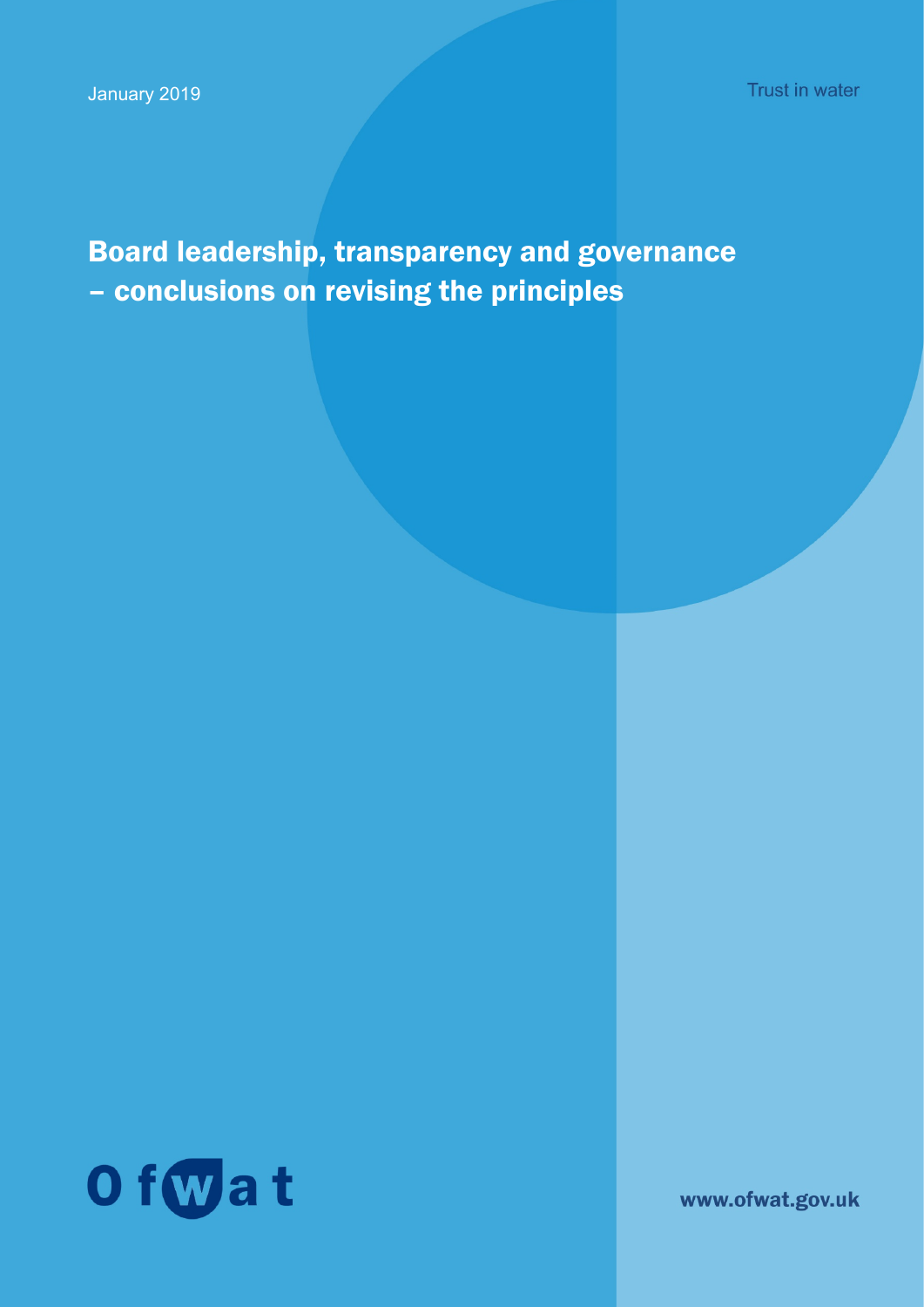January 2019

Trust in water

# Board leadership, transparency and governance – conclusions on revising the principles

Ofwat

www.ofwat.gov.uk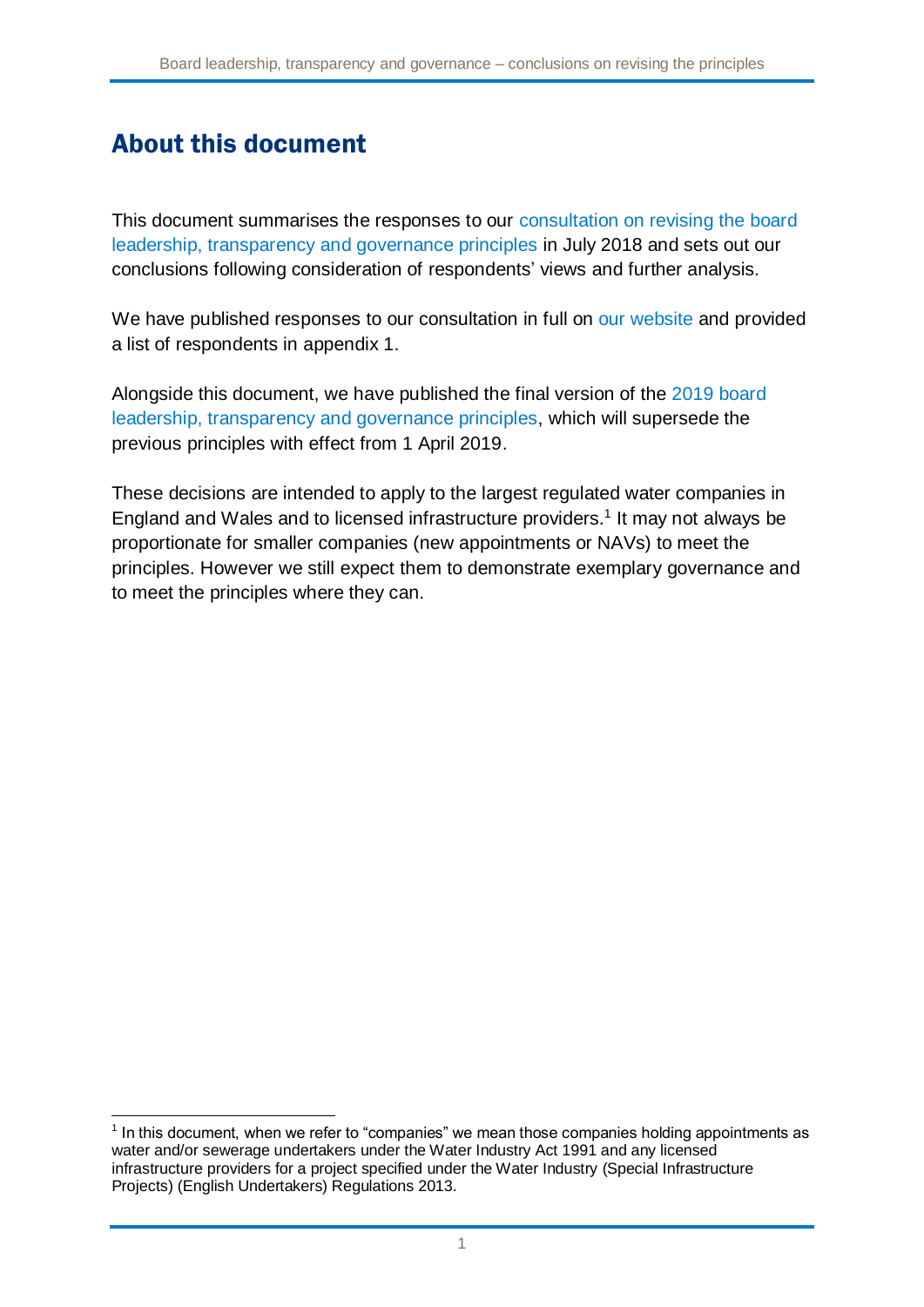# About this document

This document summarises the responses to our consultation on revising the board leadership, transparency and governance principles in July 2018 and sets out our conclusions following consideration of respondents' views and further analysis.

We have published responses to our consultation in full on our website and provided a list of respondents in appendix 1.

Alongside this document, we have published the final version of the 2019 board leadership, transparency and governance principles, which will supersede the previous principles with effect from 1 April 2019.

These decisions are intended to apply to the largest regulated water companies in England and Wales and to licensed infrastructure providers.[1] It may not always be proportionate for smaller companies (new appointments or NAVs) to meet the principles. However we still expect them to demonstrate exemplary governance and to meet the principles where they can.

[1] In this document, when we refer to "companies" we mean those companies holding appointments as water and/or sewerage undertakers under the Water Industry Act 1991 and any licensed infrastructure providers for a project specified under the Water Industry (Special Infrastructure Projects) (English Undertakers) Regulations 2013.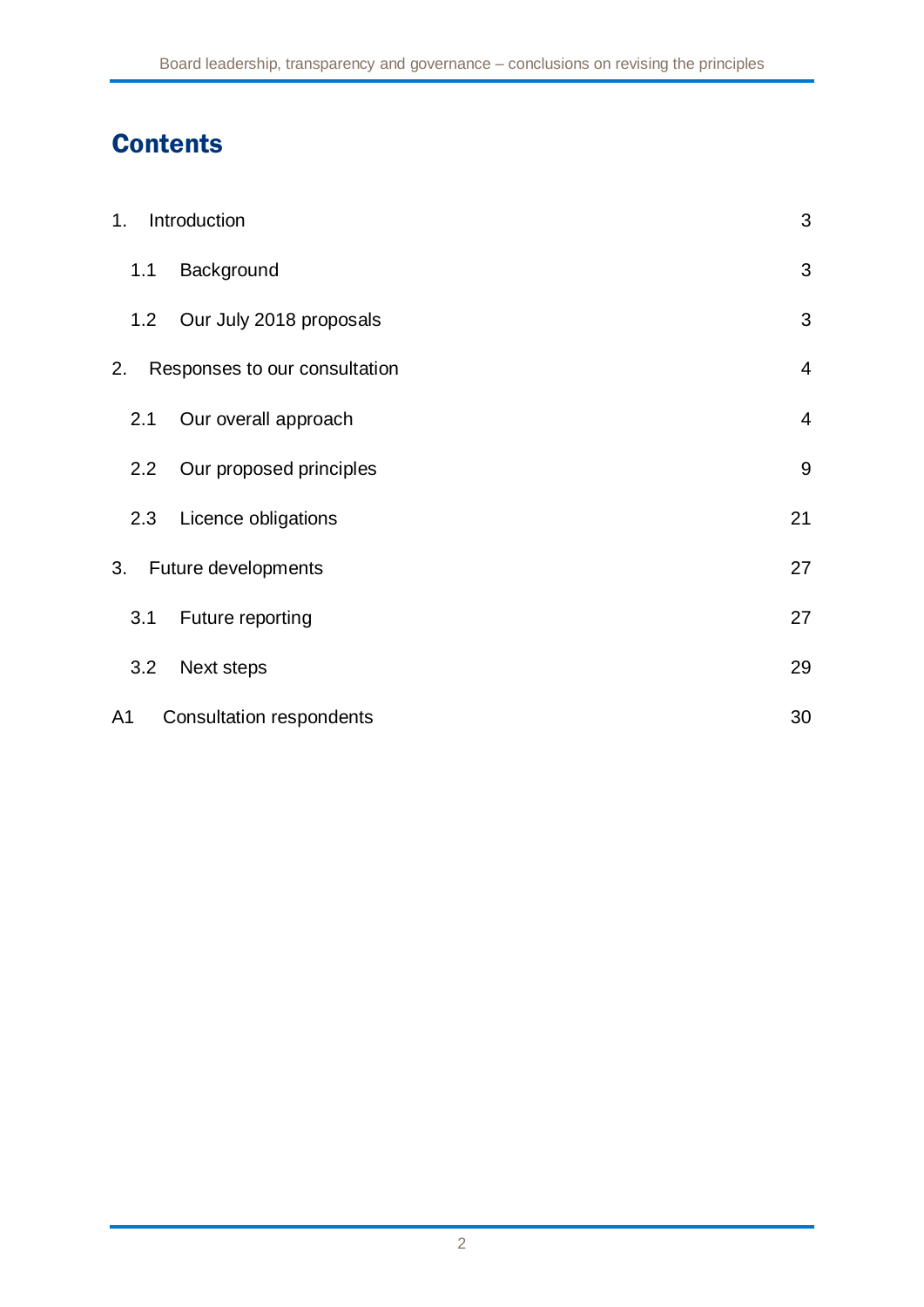# Contents

| | |
|---|---|
| 1. Introduction | 3 |
| 1.1 Background | 3 |
| 1.2 Our July 2018 proposals | 3 |
| 2. Responses to our consultation | 4 |
| 2.1 Our overall approach | 4 |
| 2.2 Our proposed principles | 9 |
| 2.3 Licence obligations | 21 |
| 3. Future developments | 27 |
| 3.1 Future reporting | 27 |
| 3.2 Next steps | 29 |
| A1 Consultation respondents | 30 |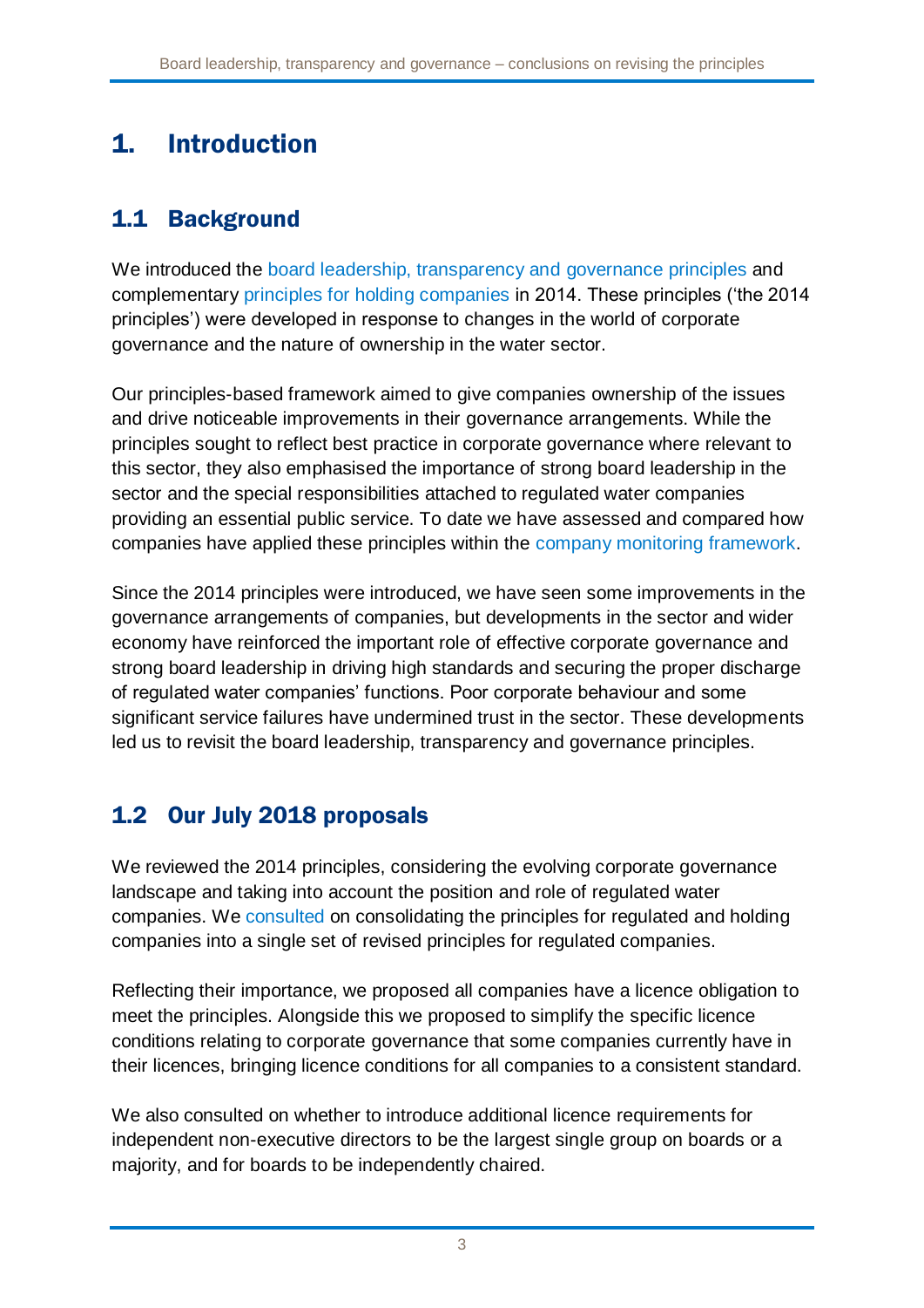// 1. Introduction

## 1.1 Background

We introduced the board leadership, transparency and governance principles and complementary principles for holding companies in 2014. These principles ('the 2014 principles') were developed in response to changes in the world of corporate governance and the nature of ownership in the water sector.

Our principles-based framework aimed to give companies ownership of the issues and drive noticeable improvements in their governance arrangements. While the principles sought to reflect best practice in corporate governance where relevant to this sector, they also emphasised the importance of strong board leadership in the sector and the special responsibilities attached to regulated water companies providing an essential public service. To date we have assessed and compared how companies have applied these principles within the company monitoring framework.

Since the 2014 principles were introduced, we have seen some improvements in the governance arrangements of companies, but developments in the sector and wider economy have reinforced the important role of effective corporate governance and strong board leadership in driving high standards and securing the proper discharge of regulated water companies' functions. Poor corporate behaviour and some significant service failures have undermined trust in the sector. These developments led us to revisit the board leadership, transparency and governance principles.

## 1.2 Our July 2018 proposals

We reviewed the 2014 principles, considering the evolving corporate governance landscape and taking into account the position and role of regulated water companies. We consulted on consolidating the principles for regulated and holding companies into a single set of revised principles for regulated companies.

Reflecting their importance, we proposed all companies have a licence obligation to meet the principles. Alongside this we proposed to simplify the specific licence conditions relating to corporate governance that some companies currently have in their licences, bringing licence conditions for all companies to a consistent standard.

We also consulted on whether to introduce additional licence requirements for independent non-executive directors to be the largest single group on boards or a majority, and for boards to be independently chaired.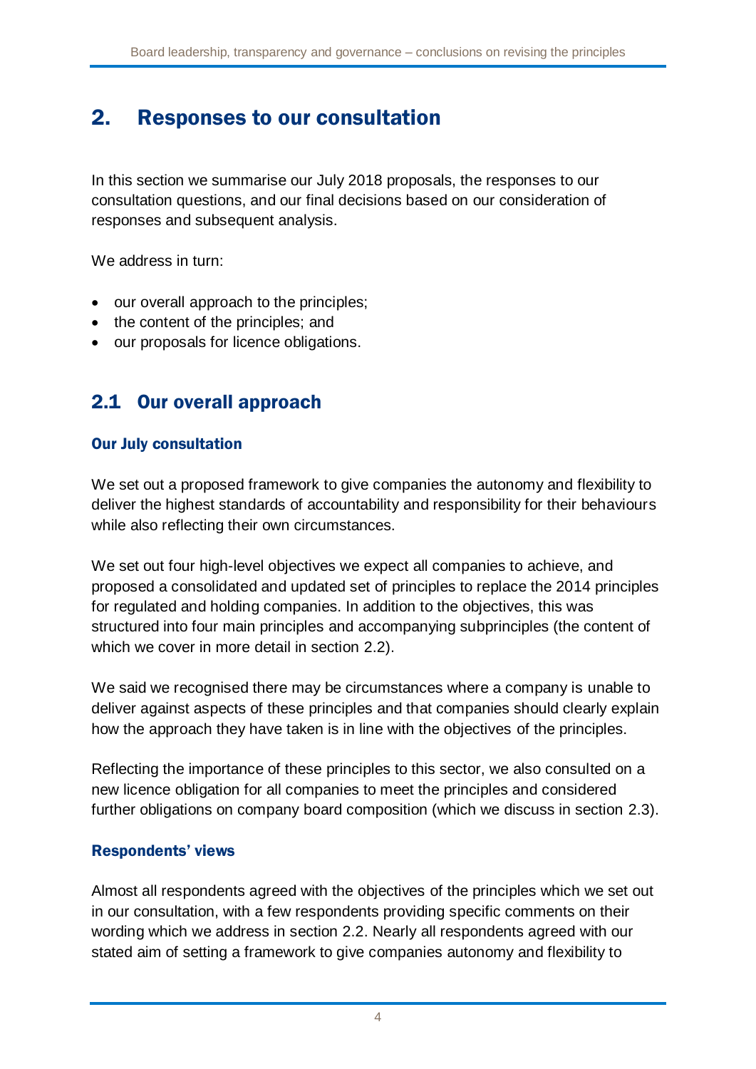## 2. Responses to our consultation

In this section we summarise our July 2018 proposals, the responses to our consultation questions, and our final decisions based on our consideration of responses and subsequent analysis.

We address in turn:

- our overall approach to the principles;
- the content of the principles; and
- our proposals for licence obligations.

### 2.1 Our overall approach

#### Our July consultation

We set out a proposed framework to give companies the autonomy and flexibility to deliver the highest standards of accountability and responsibility for their behaviours while also reflecting their own circumstances.

We set out four high-level objectives we expect all companies to achieve, and proposed a consolidated and updated set of principles to replace the 2014 principles for regulated and holding companies. In addition to the objectives, this was structured into four main principles and accompanying subprinciples (the content of which we cover in more detail in section 2.2).

We said we recognised there may be circumstances where a company is unable to deliver against aspects of these principles and that companies should clearly explain how the approach they have taken is in line with the objectives of the principles.

Reflecting the importance of these principles to this sector, we also consulted on a new licence obligation for all companies to meet the principles and considered further obligations on company board composition (which we discuss in section 2.3).

#### Respondents' views

Almost all respondents agreed with the objectives of the principles which we set out in our consultation, with a few respondents providing specific comments on their wording which we address in section 2.2. Nearly all respondents agreed with our stated aim of setting a framework to give companies autonomy and flexibility to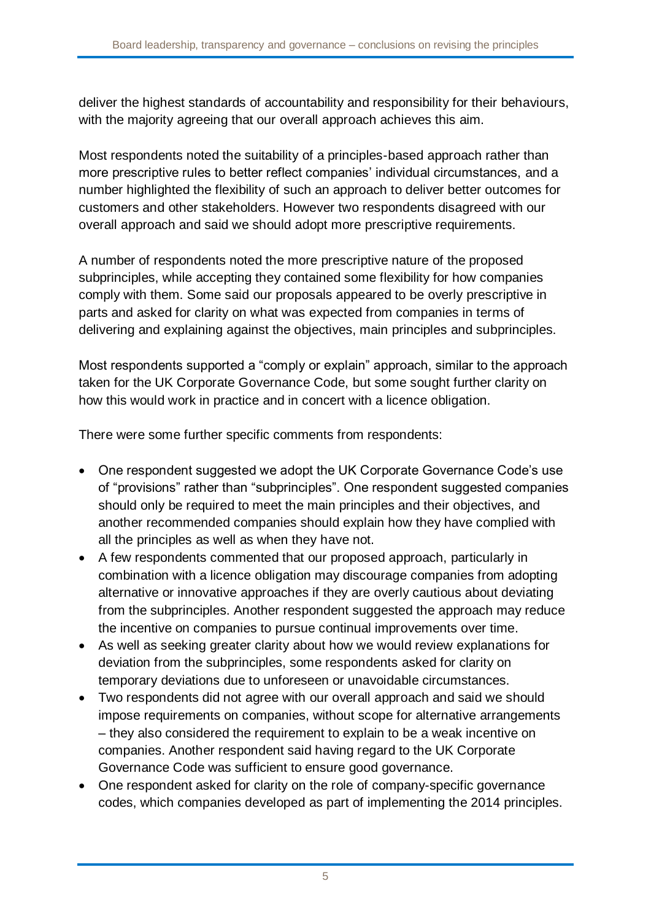deliver the highest standards of accountability and responsibility for their behaviours, with the majority agreeing that our overall approach achieves this aim.

Most respondents noted the suitability of a principles-based approach rather than more prescriptive rules to better reflect companies' individual circumstances, and a number highlighted the flexibility of such an approach to deliver better outcomes for customers and other stakeholders. However two respondents disagreed with our overall approach and said we should adopt more prescriptive requirements.

A number of respondents noted the more prescriptive nature of the proposed subprinciples, while accepting they contained some flexibility for how companies comply with them. Some said our proposals appeared to be overly prescriptive in parts and asked for clarity on what was expected from companies in terms of delivering and explaining against the objectives, main principles and subprinciples.

Most respondents supported a "comply or explain" approach, similar to the approach taken for the UK Corporate Governance Code, but some sought further clarity on how this would work in practice and in concert with a licence obligation.

There were some further specific comments from respondents:

- One respondent suggested we adopt the UK Corporate Governance Code's use of "provisions" rather than "subprinciples". One respondent suggested companies should only be required to meet the main principles and their objectives, and another recommended companies should explain how they have complied with all the principles as well as when they have not.
- A few respondents commented that our proposed approach, particularly in combination with a licence obligation may discourage companies from adopting alternative or innovative approaches if they are overly cautious about deviating from the subprinciples. Another respondent suggested the approach may reduce the incentive on companies to pursue continual improvements over time.
- As well as seeking greater clarity about how we would review explanations for deviation from the subprinciples, some respondents asked for clarity on temporary deviations due to unforeseen or unavoidable circumstances.
- Two respondents did not agree with our overall approach and said we should impose requirements on companies, without scope for alternative arrangements – they also considered the requirement to explain to be a weak incentive on companies. Another respondent said having regard to the UK Corporate Governance Code was sufficient to ensure good governance.
- One respondent asked for clarity on the role of company-specific governance codes, which companies developed as part of implementing the 2014 principles.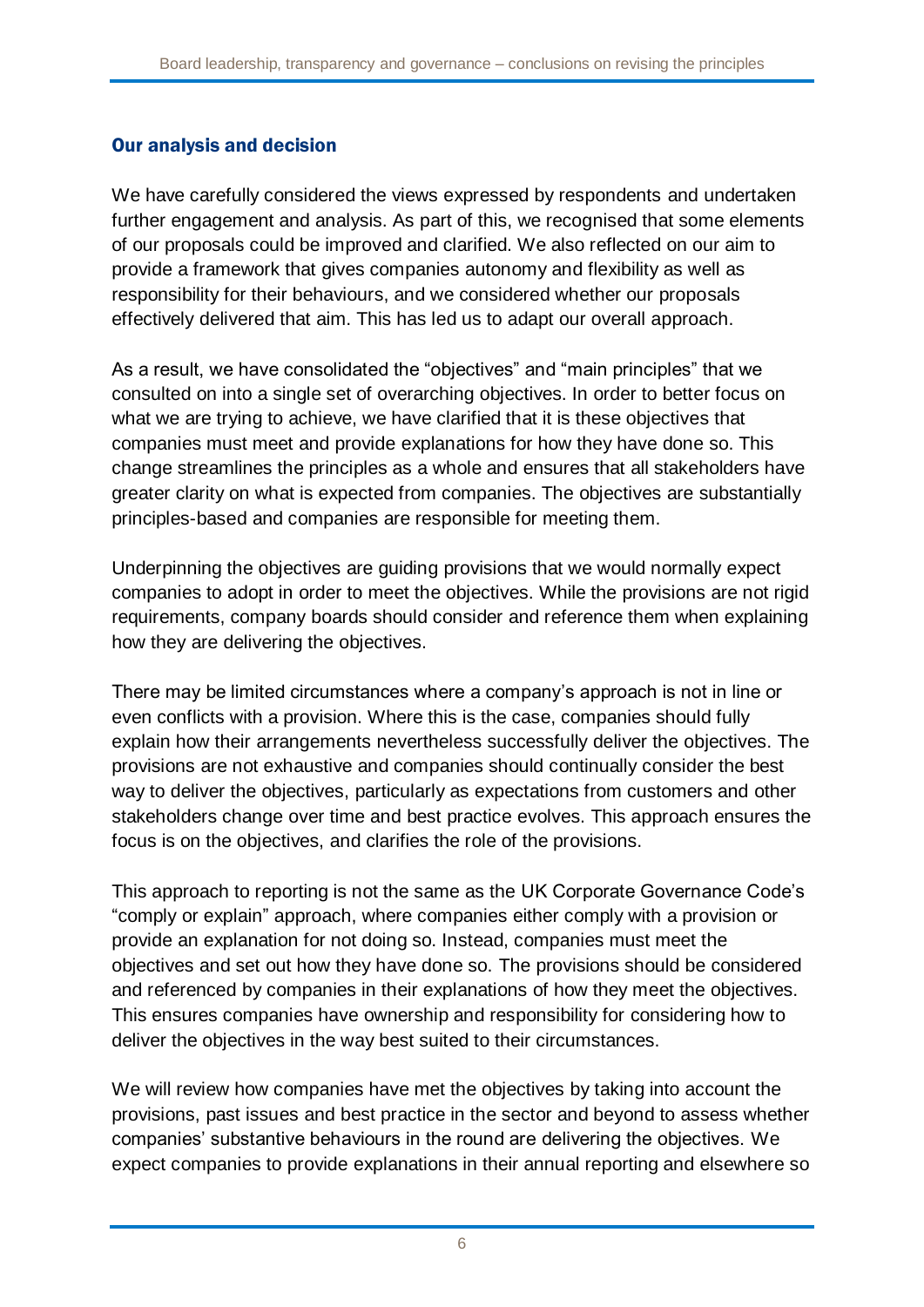## Our analysis and decision

We have carefully considered the views expressed by respondents and undertaken further engagement and analysis. As part of this, we recognised that some elements of our proposals could be improved and clarified. We also reflected on our aim to provide a framework that gives companies autonomy and flexibility as well as responsibility for their behaviours, and we considered whether our proposals effectively delivered that aim. This has led us to adapt our overall approach.

As a result, we have consolidated the "objectives" and "main principles" that we consulted on into a single set of overarching objectives. In order to better focus on what we are trying to achieve, we have clarified that it is these objectives that companies must meet and provide explanations for how they have done so. This change streamlines the principles as a whole and ensures that all stakeholders have greater clarity on what is expected from companies. The objectives are substantially principles-based and companies are responsible for meeting them.

Underpinning the objectives are guiding provisions that we would normally expect companies to adopt in order to meet the objectives. While the provisions are not rigid requirements, company boards should consider and reference them when explaining how they are delivering the objectives.

There may be limited circumstances where a company's approach is not in line or even conflicts with a provision. Where this is the case, companies should fully explain how their arrangements nevertheless successfully deliver the objectives. The provisions are not exhaustive and companies should continually consider the best way to deliver the objectives, particularly as expectations from customers and other stakeholders change over time and best practice evolves. This approach ensures the focus is on the objectives, and clarifies the role of the provisions.

This approach to reporting is not the same as the UK Corporate Governance Code's "comply or explain" approach, where companies either comply with a provision or provide an explanation for not doing so. Instead, companies must meet the objectives and set out how they have done so. The provisions should be considered and referenced by companies in their explanations of how they meet the objectives. This ensures companies have ownership and responsibility for considering how to deliver the objectives in the way best suited to their circumstances.

We will review how companies have met the objectives by taking into account the provisions, past issues and best practice in the sector and beyond to assess whether companies' substantive behaviours in the round are delivering the objectives. We expect companies to provide explanations in their annual reporting and elsewhere so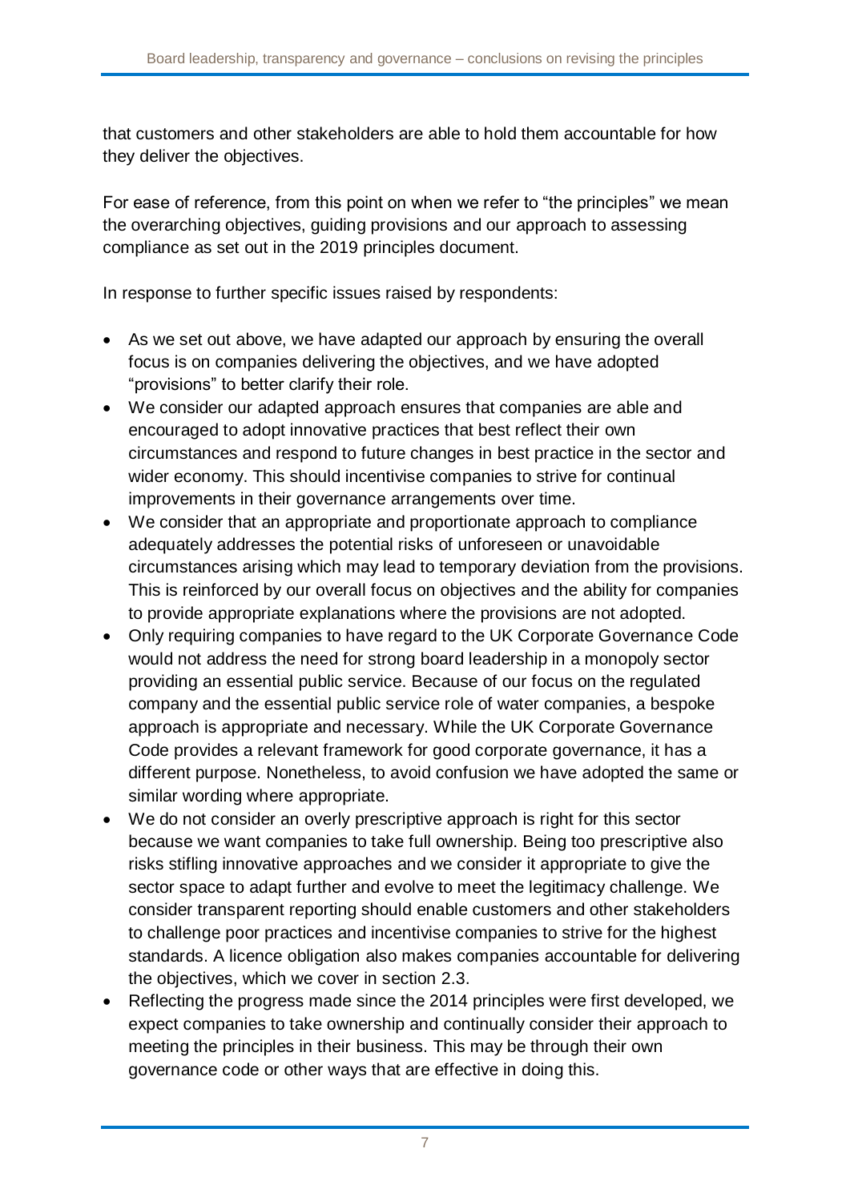that customers and other stakeholders are able to hold them accountable for how they deliver the objectives.

For ease of reference, from this point on when we refer to "the principles" we mean the overarching objectives, guiding provisions and our approach to assessing compliance as set out in the 2019 principles document.

In response to further specific issues raised by respondents:

- As we set out above, we have adapted our approach by ensuring the overall focus is on companies delivering the objectives, and we have adopted "provisions" to better clarify their role.
- We consider our adapted approach ensures that companies are able and encouraged to adopt innovative practices that best reflect their own circumstances and respond to future changes in best practice in the sector and wider economy. This should incentivise companies to strive for continual improvements in their governance arrangements over time.
- We consider that an appropriate and proportionate approach to compliance adequately addresses the potential risks of unforeseen or unavoidable circumstances arising which may lead to temporary deviation from the provisions. This is reinforced by our overall focus on objectives and the ability for companies to provide appropriate explanations where the provisions are not adopted.
- Only requiring companies to have regard to the UK Corporate Governance Code would not address the need for strong board leadership in a monopoly sector providing an essential public service. Because of our focus on the regulated company and the essential public service role of water companies, a bespoke approach is appropriate and necessary. While the UK Corporate Governance Code provides a relevant framework for good corporate governance, it has a different purpose. Nonetheless, to avoid confusion we have adopted the same or similar wording where appropriate.
- We do not consider an overly prescriptive approach is right for this sector because we want companies to take full ownership. Being too prescriptive also risks stifling innovative approaches and we consider it appropriate to give the sector space to adapt further and evolve to meet the legitimacy challenge. We consider transparent reporting should enable customers and other stakeholders to challenge poor practices and incentivise companies to strive for the highest standards. A licence obligation also makes companies accountable for delivering the objectives, which we cover in section 2.3.
- Reflecting the progress made since the 2014 principles were first developed, we expect companies to take ownership and continually consider their approach to meeting the principles in their business. This may be through their own governance code or other ways that are effective in doing this.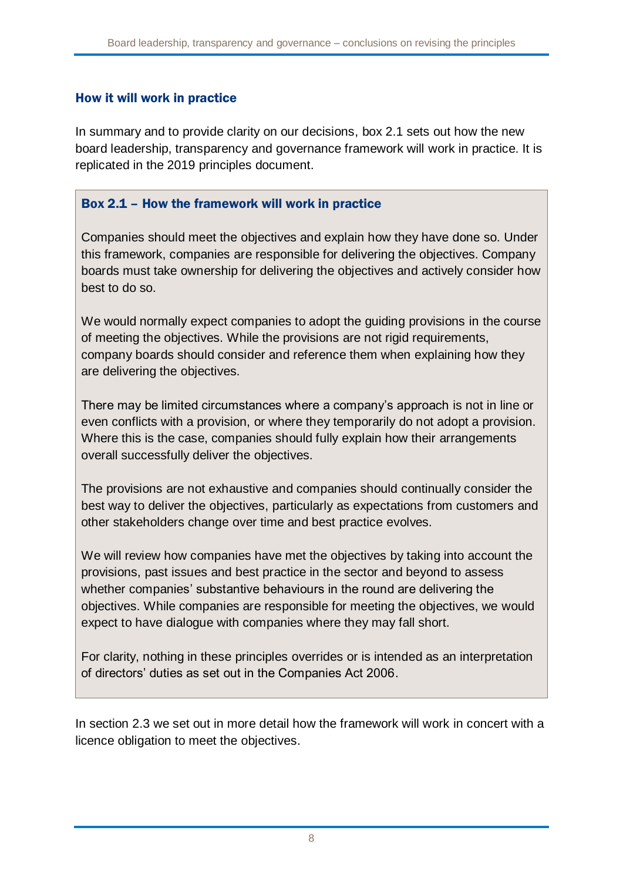### How it will work in practice

In summary and to provide clarity on our decisions, box 2.1 sets out how the new board leadership, transparency and governance framework will work in practice. It is replicated in the 2019 principles document.

> **Box 2.1 – How the framework will work in practice**
>
> Companies should meet the objectives and explain how they have done so. Under this framework, companies are responsible for delivering the objectives. Company boards must take ownership for delivering the objectives and actively consider how best to do so.
>
> We would normally expect companies to adopt the guiding provisions in the course of meeting the objectives. While the provisions are not rigid requirements, company boards should consider and reference them when explaining how they are delivering the objectives.
>
> There may be limited circumstances where a company's approach is not in line or even conflicts with a provision, or where they temporarily do not adopt a provision. Where this is the case, companies should fully explain how their arrangements overall successfully deliver the objectives.
>
> The provisions are not exhaustive and companies should continually consider the best way to deliver the objectives, particularly as expectations from customers and other stakeholders change over time and best practice evolves.
>
> We will review how companies have met the objectives by taking into account the provisions, past issues and best practice in the sector and beyond to assess whether companies' substantive behaviours in the round are delivering the objectives. While companies are responsible for meeting the objectives, we would expect to have dialogue with companies where they may fall short.
>
> For clarity, nothing in these principles overrides or is intended as an interpretation of directors' duties as set out in the Companies Act 2006.

In section 2.3 we set out in more detail how the framework will work in concert with a licence obligation to meet the objectives.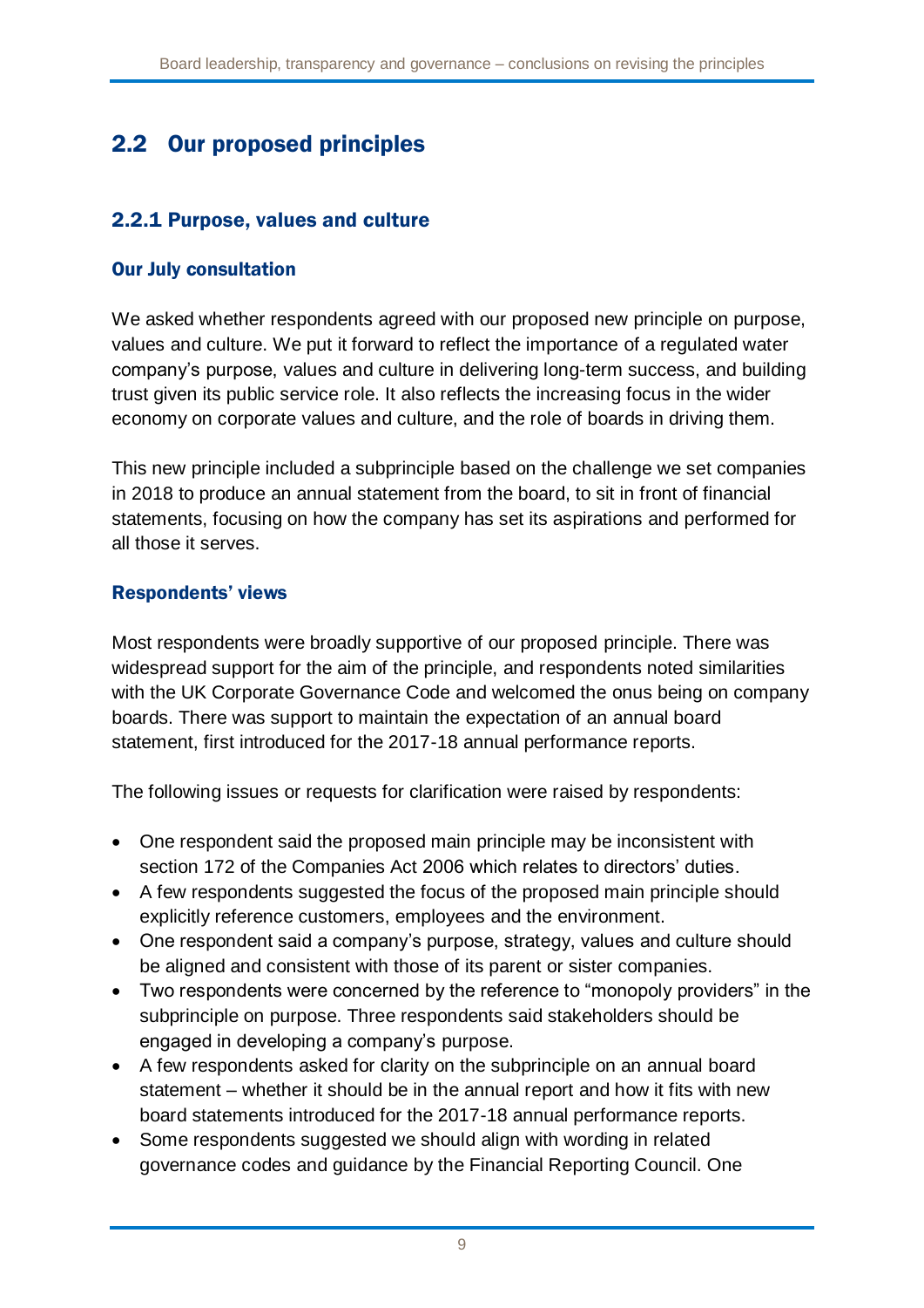## 2.2 Our proposed principles

### 2.2.1 Purpose, values and culture

#### Our July consultation

We asked whether respondents agreed with our proposed new principle on purpose, values and culture. We put it forward to reflect the importance of a regulated water company's purpose, values and culture in delivering long-term success, and building trust given its public service role. It also reflects the increasing focus in the wider economy on corporate values and culture, and the role of boards in driving them.

This new principle included a subprinciple based on the challenge we set companies in 2018 to produce an annual statement from the board, to sit in front of financial statements, focusing on how the company has set its aspirations and performed for all those it serves.

#### Respondents' views

Most respondents were broadly supportive of our proposed principle. There was widespread support for the aim of the principle, and respondents noted similarities with the UK Corporate Governance Code and welcomed the onus being on company boards. There was support to maintain the expectation of an annual board statement, first introduced for the 2017-18 annual performance reports.

The following issues or requests for clarification were raised by respondents:

- One respondent said the proposed main principle may be inconsistent with section 172 of the Companies Act 2006 which relates to directors' duties.
- A few respondents suggested the focus of the proposed main principle should explicitly reference customers, employees and the environment.
- One respondent said a company's purpose, strategy, values and culture should be aligned and consistent with those of its parent or sister companies.
- Two respondents were concerned by the reference to "monopoly providers" in the subprinciple on purpose. Three respondents said stakeholders should be engaged in developing a company's purpose.
- A few respondents asked for clarity on the subprinciple on an annual board statement – whether it should be in the annual report and how it fits with new board statements introduced for the 2017-18 annual performance reports.
- Some respondents suggested we should align with wording in related governance codes and guidance by the Financial Reporting Council. One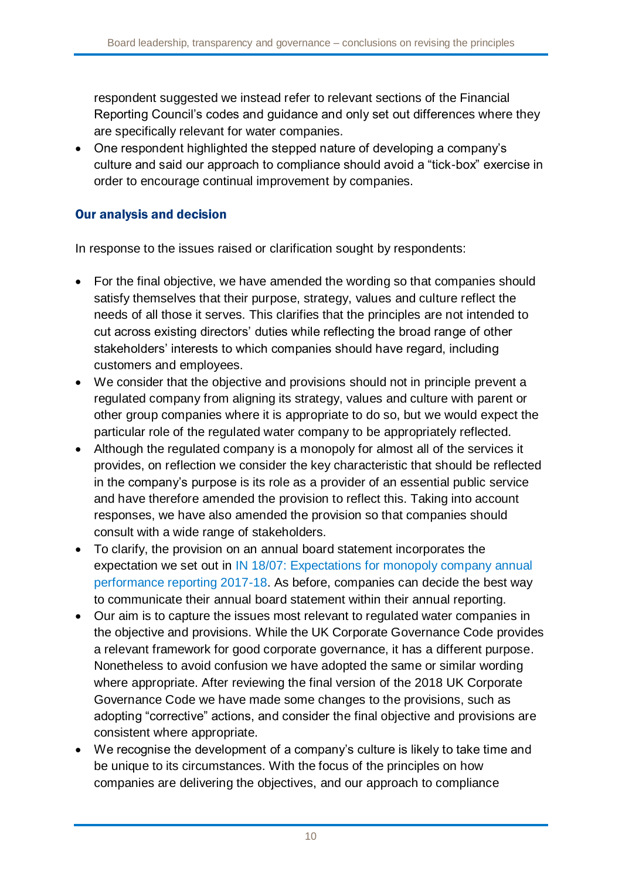respondent suggested we instead refer to relevant sections of the Financial Reporting Council's codes and guidance and only set out differences where they are specifically relevant for water companies.

- One respondent highlighted the stepped nature of developing a company's culture and said our approach to compliance should avoid a "tick-box" exercise in order to encourage continual improvement by companies.

### Our analysis and decision

In response to the issues raised or clarification sought by respondents:

- For the final objective, we have amended the wording so that companies should satisfy themselves that their purpose, strategy, values and culture reflect the needs of all those it serves. This clarifies that the principles are not intended to cut across existing directors' duties while reflecting the broad range of other stakeholders' interests to which companies should have regard, including customers and employees.
- We consider that the objective and provisions should not in principle prevent a regulated company from aligning its strategy, values and culture with parent or other group companies where it is appropriate to do so, but we would expect the particular role of the regulated water company to be appropriately reflected.
- Although the regulated company is a monopoly for almost all of the services it provides, on reflection we consider the key characteristic that should be reflected in the company's purpose is its role as a provider of an essential public service and have therefore amended the provision to reflect this. Taking into account responses, we have also amended the provision so that companies should consult with a wide range of stakeholders.
- To clarify, the provision on an annual board statement incorporates the expectation we set out in IN 18/07: Expectations for monopoly company annual performance reporting 2017-18. As before, companies can decide the best way to communicate their annual board statement within their annual reporting.
- Our aim is to capture the issues most relevant to regulated water companies in the objective and provisions. While the UK Corporate Governance Code provides a relevant framework for good corporate governance, it has a different purpose. Nonetheless to avoid confusion we have adopted the same or similar wording where appropriate. After reviewing the final version of the 2018 UK Corporate Governance Code we have made some changes to the provisions, such as adopting "corrective" actions, and consider the final objective and provisions are consistent where appropriate.
- We recognise the development of a company's culture is likely to take time and be unique to its circumstances. With the focus of the principles on how companies are delivering the objectives, and our approach to compliance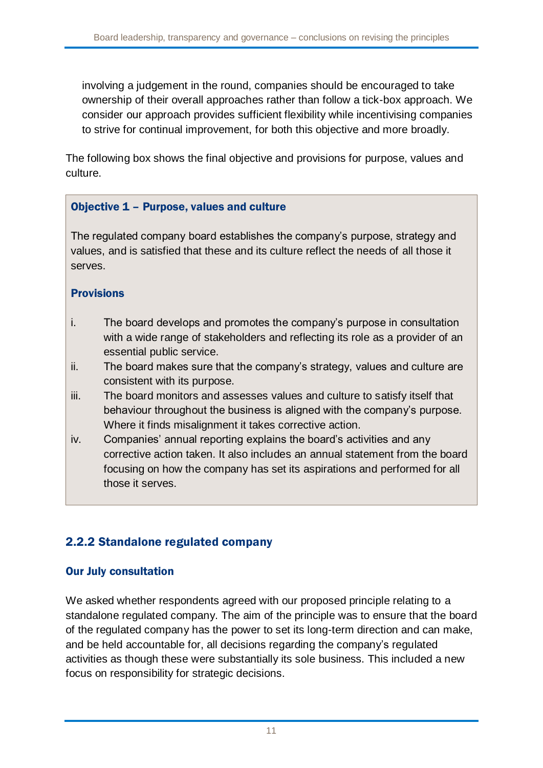involving a judgement in the round, companies should be encouraged to take ownership of their overall approaches rather than follow a tick-box approach. We consider our approach provides sufficient flexibility while incentivising companies to strive for continual improvement, for both this objective and more broadly.

The following box shows the final objective and provisions for purpose, values and culture.

> **Objective 1 – Purpose, values and culture**
>
> The regulated company board establishes the company's purpose, strategy and values, and is satisfied that these and its culture reflect the needs of all those it serves.
>
> **Provisions**
>
> i. The board develops and promotes the company's purpose in consultation with a wide range of stakeholders and reflecting its role as a provider of an essential public service.
>
> ii. The board makes sure that the company's strategy, values and culture are consistent with its purpose.
>
> iii. The board monitors and assesses values and culture to satisfy itself that behaviour throughout the business is aligned with the company's purpose. Where it finds misalignment it takes corrective action.
>
> iv. Companies' annual reporting explains the board's activities and any corrective action taken. It also includes an annual statement from the board focusing on how the company has set its aspirations and performed for all those it serves.

### 2.2.2 Standalone regulated company

#### Our July consultation

We asked whether respondents agreed with our proposed principle relating to a standalone regulated company. The aim of the principle was to ensure that the board of the regulated company has the power to set its long-term direction and can make, and be held accountable for, all decisions regarding the company's regulated activities as though these were substantially its sole business. This included a new focus on responsibility for strategic decisions.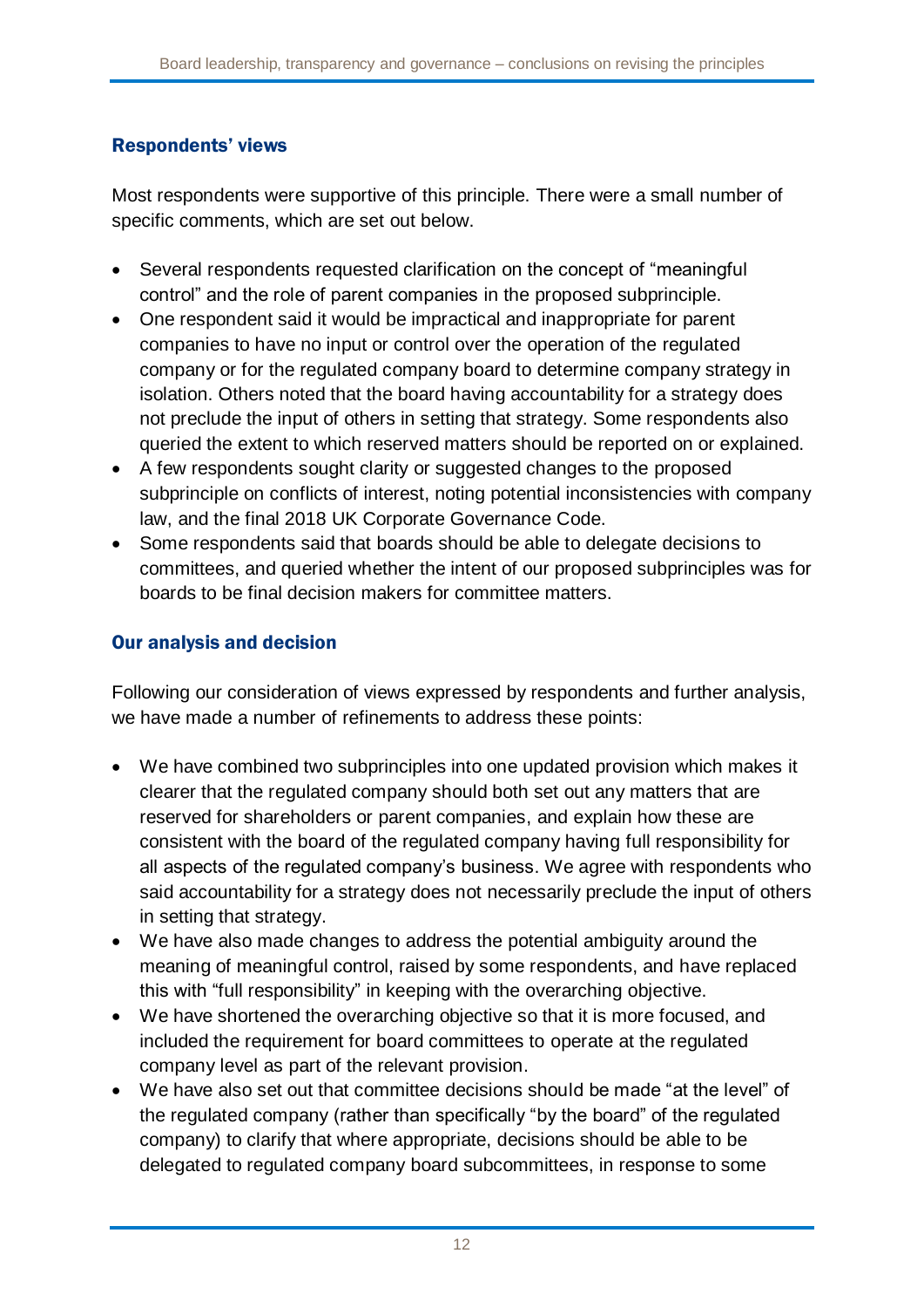### Respondents' views

Most respondents were supportive of this principle. There were a small number of specific comments, which are set out below.

- Several respondents requested clarification on the concept of "meaningful control" and the role of parent companies in the proposed subprinciple.
- One respondent said it would be impractical and inappropriate for parent companies to have no input or control over the operation of the regulated company or for the regulated company board to determine company strategy in isolation. Others noted that the board having accountability for a strategy does not preclude the input of others in setting that strategy. Some respondents also queried the extent to which reserved matters should be reported on or explained.
- A few respondents sought clarity or suggested changes to the proposed subprinciple on conflicts of interest, noting potential inconsistencies with company law, and the final 2018 UK Corporate Governance Code.
- Some respondents said that boards should be able to delegate decisions to committees, and queried whether the intent of our proposed subprinciples was for boards to be final decision makers for committee matters.

### Our analysis and decision

Following our consideration of views expressed by respondents and further analysis, we have made a number of refinements to address these points:

- We have combined two subprinciples into one updated provision which makes it clearer that the regulated company should both set out any matters that are reserved for shareholders or parent companies, and explain how these are consistent with the board of the regulated company having full responsibility for all aspects of the regulated company's business. We agree with respondents who said accountability for a strategy does not necessarily preclude the input of others in setting that strategy.
- We have also made changes to address the potential ambiguity around the meaning of meaningful control, raised by some respondents, and have replaced this with "full responsibility" in keeping with the overarching objective.
- We have shortened the overarching objective so that it is more focused, and included the requirement for board committees to operate at the regulated company level as part of the relevant provision.
- We have also set out that committee decisions should be made "at the level" of the regulated company (rather than specifically "by the board" of the regulated company) to clarify that where appropriate, decisions should be able to be delegated to regulated company board subcommittees, in response to some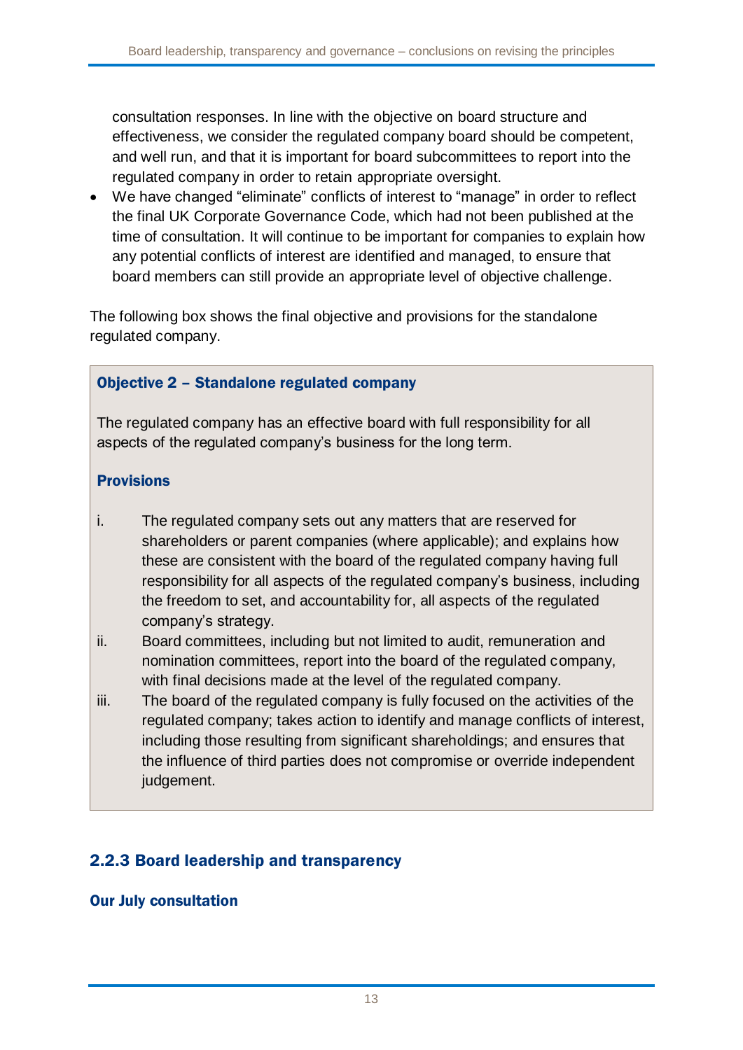consultation responses. In line with the objective on board structure and effectiveness, we consider the regulated company board should be competent, and well run, and that it is important for board subcommittees to report into the regulated company in order to retain appropriate oversight.

- We have changed "eliminate" conflicts of interest to "manage" in order to reflect the final UK Corporate Governance Code, which had not been published at the time of consultation. It will continue to be important for companies to explain how any potential conflicts of interest are identified and managed, to ensure that board members can still provide an appropriate level of objective challenge.

The following box shows the final objective and provisions for the standalone regulated company.

> **Objective 2 – Standalone regulated company**
>
> The regulated company has an effective board with full responsibility for all aspects of the regulated company's business for the long term.
>
> **Provisions**
>
> i. The regulated company sets out any matters that are reserved for shareholders or parent companies (where applicable); and explains how these are consistent with the board of the regulated company having full responsibility for all aspects of the regulated company's business, including the freedom to set, and accountability for, all aspects of the regulated company's strategy.
>
> ii. Board committees, including but not limited to audit, remuneration and nomination committees, report into the board of the regulated company, with final decisions made at the level of the regulated company.
>
> iii. The board of the regulated company is fully focused on the activities of the regulated company; takes action to identify and manage conflicts of interest, including those resulting from significant shareholdings; and ensures that the influence of third parties does not compromise or override independent judgement.

### 2.2.3 Board leadership and transparency

#### Our July consultation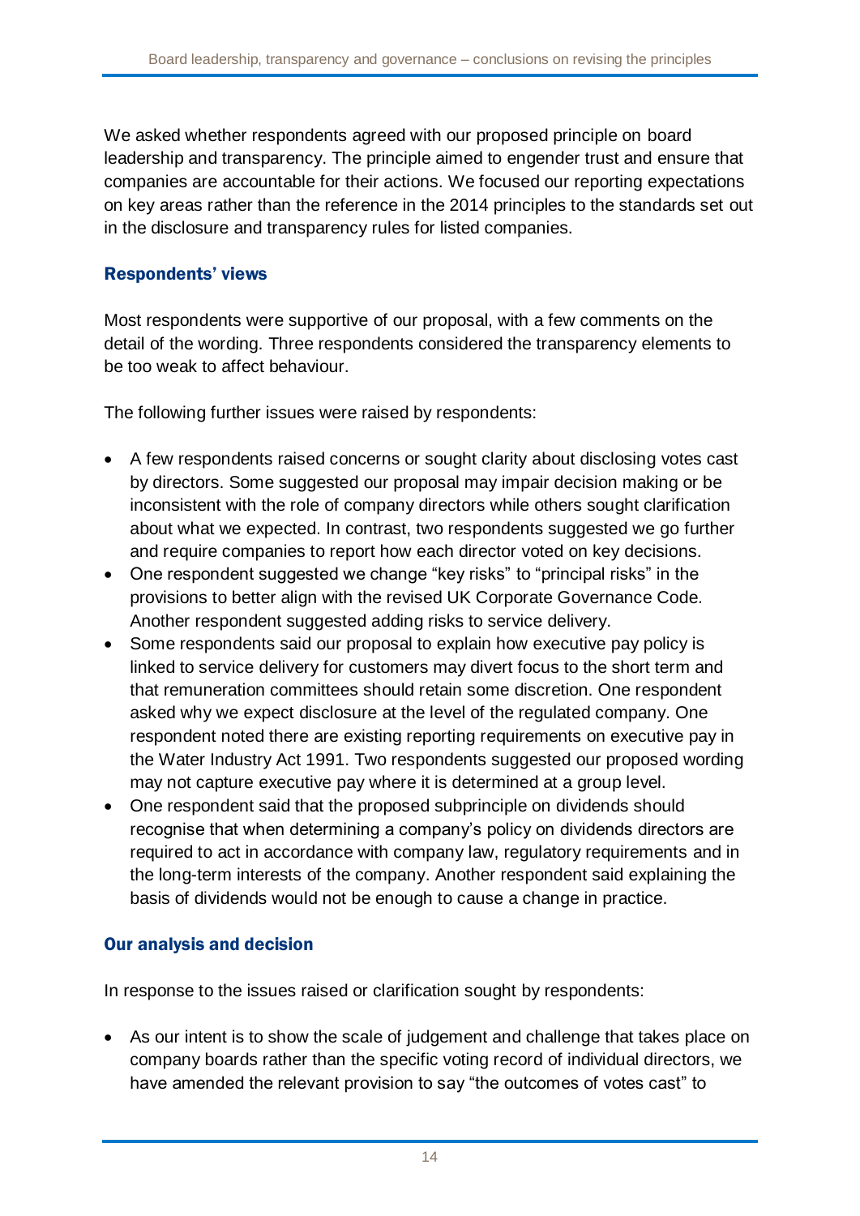We asked whether respondents agreed with our proposed principle on board leadership and transparency. The principle aimed to engender trust and ensure that companies are accountable for their actions. We focused our reporting expectations on key areas rather than the reference in the 2014 principles to the standards set out in the disclosure and transparency rules for listed companies.

### Respondents' views

Most respondents were supportive of our proposal, with a few comments on the detail of the wording. Three respondents considered the transparency elements to be too weak to affect behaviour.

The following further issues were raised by respondents:

- A few respondents raised concerns or sought clarity about disclosing votes cast by directors. Some suggested our proposal may impair decision making or be inconsistent with the role of company directors while others sought clarification about what we expected. In contrast, two respondents suggested we go further and require companies to report how each director voted on key decisions.
- One respondent suggested we change "key risks" to "principal risks" in the provisions to better align with the revised UK Corporate Governance Code. Another respondent suggested adding risks to service delivery.
- Some respondents said our proposal to explain how executive pay policy is linked to service delivery for customers may divert focus to the short term and that remuneration committees should retain some discretion. One respondent asked why we expect disclosure at the level of the regulated company. One respondent noted there are existing reporting requirements on executive pay in the Water Industry Act 1991. Two respondents suggested our proposed wording may not capture executive pay where it is determined at a group level.
- One respondent said that the proposed subprinciple on dividends should recognise that when determining a company's policy on dividends directors are required to act in accordance with company law, regulatory requirements and in the long-term interests of the company. Another respondent said explaining the basis of dividends would not be enough to cause a change in practice.

### Our analysis and decision

In response to the issues raised or clarification sought by respondents:

- As our intent is to show the scale of judgement and challenge that takes place on company boards rather than the specific voting record of individual directors, we have amended the relevant provision to say "the outcomes of votes cast" to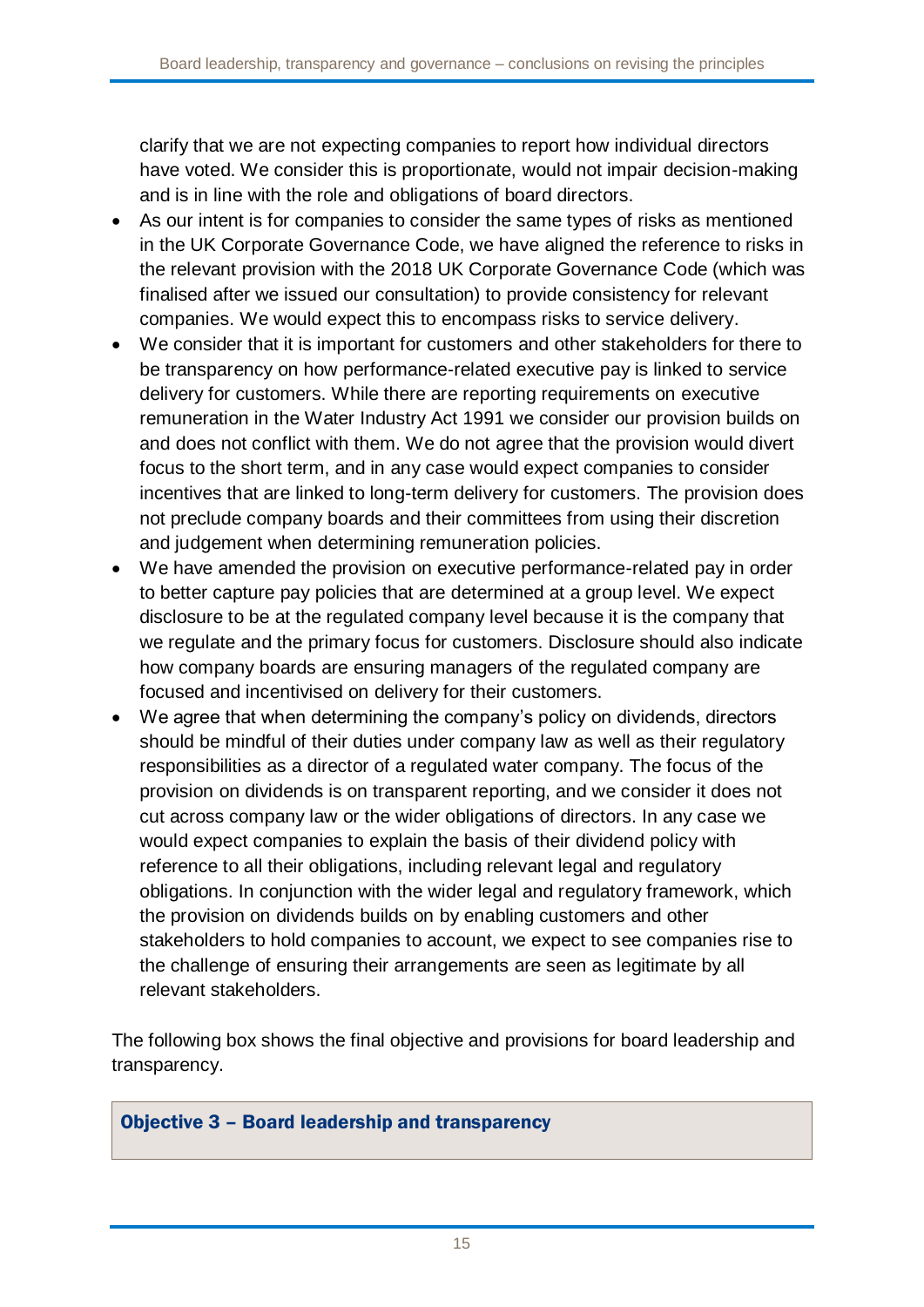clarify that we are not expecting companies to report how individual directors have voted. We consider this is proportionate, would not impair decision-making and is in line with the role and obligations of board directors.

- As our intent is for companies to consider the same types of risks as mentioned in the UK Corporate Governance Code, we have aligned the reference to risks in the relevant provision with the 2018 UK Corporate Governance Code (which was finalised after we issued our consultation) to provide consistency for relevant companies. We would expect this to encompass risks to service delivery.
- We consider that it is important for customers and other stakeholders for there to be transparency on how performance-related executive pay is linked to service delivery for customers. While there are reporting requirements on executive remuneration in the Water Industry Act 1991 we consider our provision builds on and does not conflict with them. We do not agree that the provision would divert focus to the short term, and in any case would expect companies to consider incentives that are linked to long-term delivery for customers. The provision does not preclude company boards and their committees from using their discretion and judgement when determining remuneration policies.
- We have amended the provision on executive performance-related pay in order to better capture pay policies that are determined at a group level. We expect disclosure to be at the regulated company level because it is the company that we regulate and the primary focus for customers. Disclosure should also indicate how company boards are ensuring managers of the regulated company are focused and incentivised on delivery for their customers.
- We agree that when determining the company's policy on dividends, directors should be mindful of their duties under company law as well as their regulatory responsibilities as a director of a regulated water company. The focus of the provision on dividends is on transparent reporting, and we consider it does not cut across company law or the wider obligations of directors. In any case we would expect companies to explain the basis of their dividend policy with reference to all their obligations, including relevant legal and regulatory obligations. In conjunction with the wider legal and regulatory framework, which the provision on dividends builds on by enabling customers and other stakeholders to hold companies to account, we expect to see companies rise to the challenge of ensuring their arrangements are seen as legitimate by all relevant stakeholders.

The following box shows the final objective and provisions for board leadership and transparency.

**Objective 3 – Board leadership and transparency**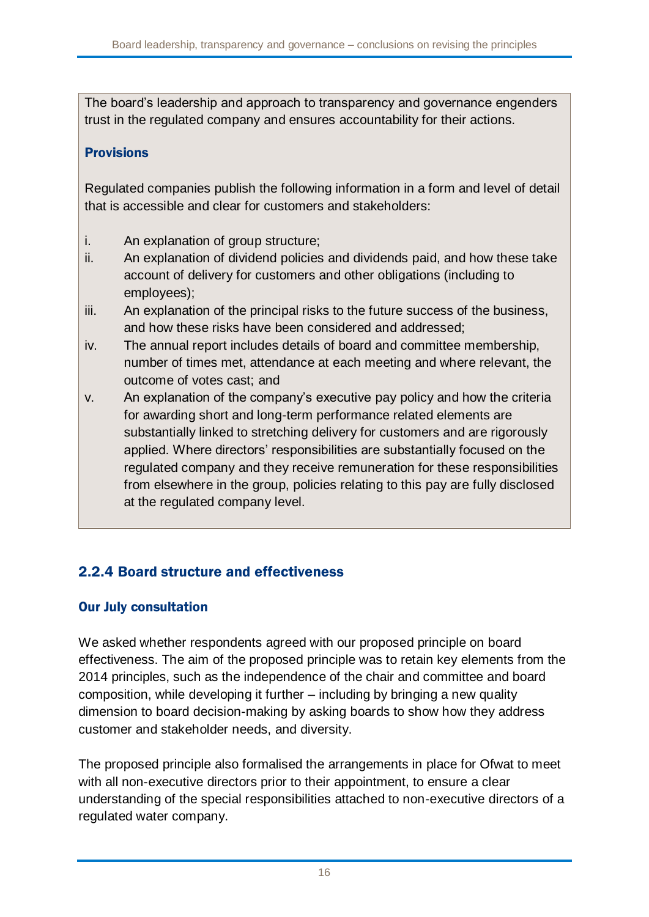The board's leadership and approach to transparency and governance engenders trust in the regulated company and ensures accountability for their actions.

**Provisions**

Regulated companies publish the following information in a form and level of detail that is accessible and clear for customers and stakeholders:

i. An explanation of group structure;
ii. An explanation of dividend policies and dividends paid, and how these take account of delivery for customers and other obligations (including to employees);
iii. An explanation of the principal risks to the future success of the business, and how these risks have been considered and addressed;
iv. The annual report includes details of board and committee membership, number of times met, attendance at each meeting and where relevant, the outcome of votes cast; and
v. An explanation of the company's executive pay policy and how the criteria for awarding short and long-term performance related elements are substantially linked to stretching delivery for customers and are rigorously applied. Where directors' responsibilities are substantially focused on the regulated company and they receive remuneration for these responsibilities from elsewhere in the group, policies relating to this pay are fully disclosed at the regulated company level.

### 2.2.4 Board structure and effectiveness

#### Our July consultation

We asked whether respondents agreed with our proposed principle on board effectiveness. The aim of the proposed principle was to retain key elements from the 2014 principles, such as the independence of the chair and committee and board composition, while developing it further – including by bringing a new quality dimension to board decision-making by asking boards to show how they address customer and stakeholder needs, and diversity.

The proposed principle also formalised the arrangements in place for Ofwat to meet with all non-executive directors prior to their appointment, to ensure a clear understanding of the special responsibilities attached to non-executive directors of a regulated water company.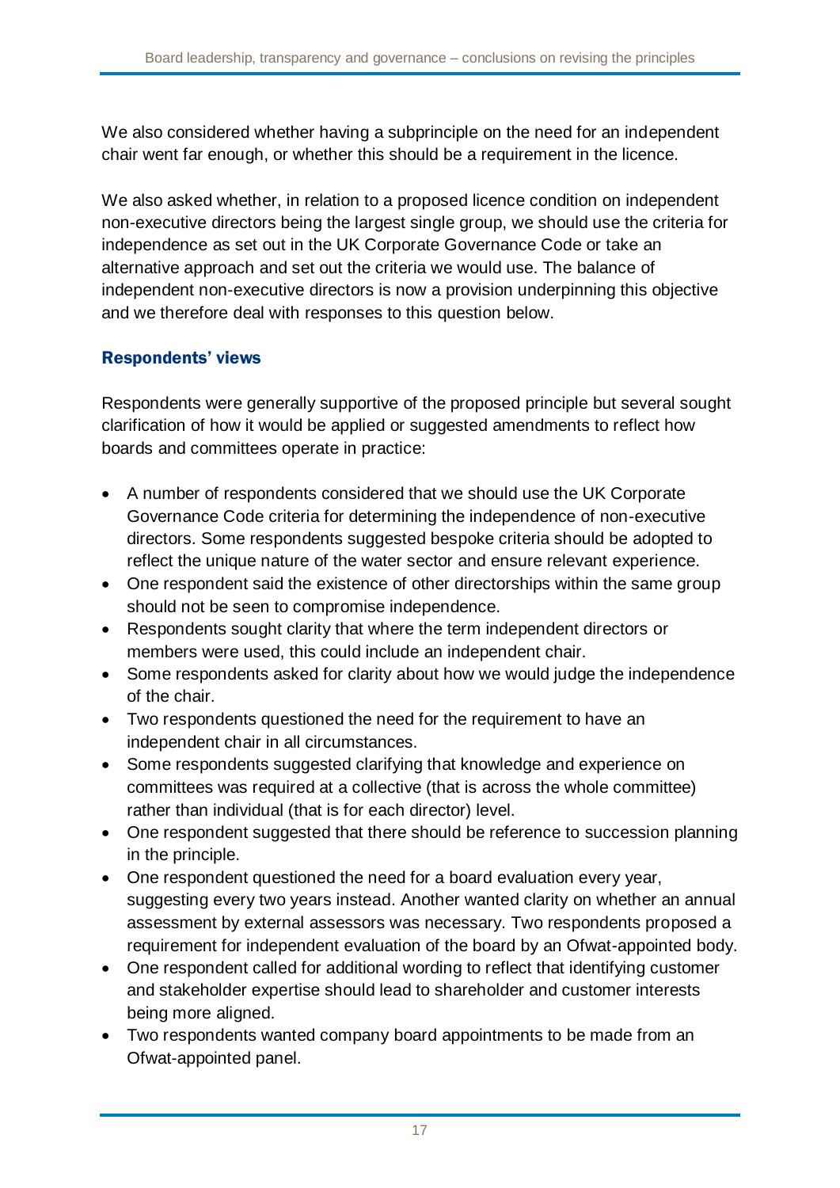We also considered whether having a subprinciple on the need for an independent chair went far enough, or whether this should be a requirement in the licence.

We also asked whether, in relation to a proposed licence condition on independent non-executive directors being the largest single group, we should use the criteria for independence as set out in the UK Corporate Governance Code or take an alternative approach and set out the criteria we would use. The balance of independent non-executive directors is now a provision underpinning this objective and we therefore deal with responses to this question below.

### Respondents' views

Respondents were generally supportive of the proposed principle but several sought clarification of how it would be applied or suggested amendments to reflect how boards and committees operate in practice:

- A number of respondents considered that we should use the UK Corporate Governance Code criteria for determining the independence of non-executive directors. Some respondents suggested bespoke criteria should be adopted to reflect the unique nature of the water sector and ensure relevant experience.
- One respondent said the existence of other directorships within the same group should not be seen to compromise independence.
- Respondents sought clarity that where the term independent directors or members were used, this could include an independent chair.
- Some respondents asked for clarity about how we would judge the independence of the chair.
- Two respondents questioned the need for the requirement to have an independent chair in all circumstances.
- Some respondents suggested clarifying that knowledge and experience on committees was required at a collective (that is across the whole committee) rather than individual (that is for each director) level.
- One respondent suggested that there should be reference to succession planning in the principle.
- One respondent questioned the need for a board evaluation every year, suggesting every two years instead. Another wanted clarity on whether an annual assessment by external assessors was necessary. Two respondents proposed a requirement for independent evaluation of the board by an Ofwat-appointed body.
- One respondent called for additional wording to reflect that identifying customer and stakeholder expertise should lead to shareholder and customer interests being more aligned.
- Two respondents wanted company board appointments to be made from an Ofwat-appointed panel.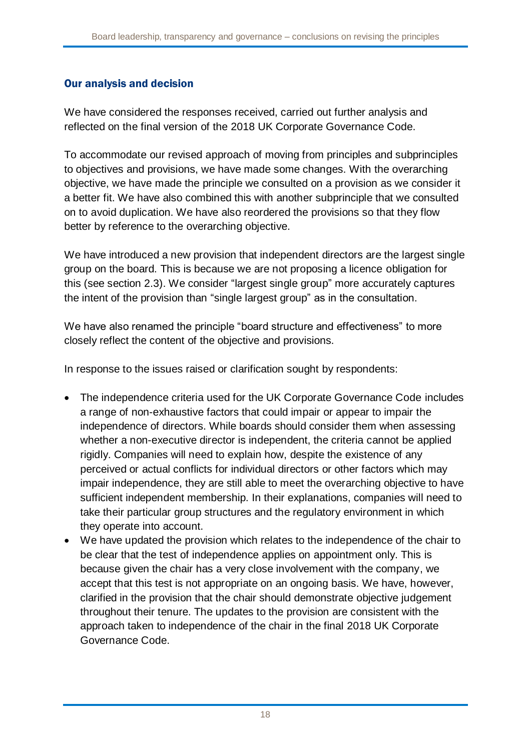### Our analysis and decision

We have considered the responses received, carried out further analysis and reflected on the final version of the 2018 UK Corporate Governance Code.

To accommodate our revised approach of moving from principles and subprinciples to objectives and provisions, we have made some changes. With the overarching objective, we have made the principle we consulted on a provision as we consider it a better fit. We have also combined this with another subprinciple that we consulted on to avoid duplication. We have also reordered the provisions so that they flow better by reference to the overarching objective.

We have introduced a new provision that independent directors are the largest single group on the board. This is because we are not proposing a licence obligation for this (see section 2.3). We consider "largest single group" more accurately captures the intent of the provision than "single largest group" as in the consultation.

We have also renamed the principle "board structure and effectiveness" to more closely reflect the content of the objective and provisions.

In response to the issues raised or clarification sought by respondents:

- The independence criteria used for the UK Corporate Governance Code includes a range of non-exhaustive factors that could impair or appear to impair the independence of directors. While boards should consider them when assessing whether a non-executive director is independent, the criteria cannot be applied rigidly. Companies will need to explain how, despite the existence of any perceived or actual conflicts for individual directors or other factors which may impair independence, they are still able to meet the overarching objective to have sufficient independent membership. In their explanations, companies will need to take their particular group structures and the regulatory environment in which they operate into account.
- We have updated the provision which relates to the independence of the chair to be clear that the test of independence applies on appointment only. This is because given the chair has a very close involvement with the company, we accept that this test is not appropriate on an ongoing basis. We have, however, clarified in the provision that the chair should demonstrate objective judgement throughout their tenure. The updates to the provision are consistent with the approach taken to independence of the chair in the final 2018 UK Corporate Governance Code.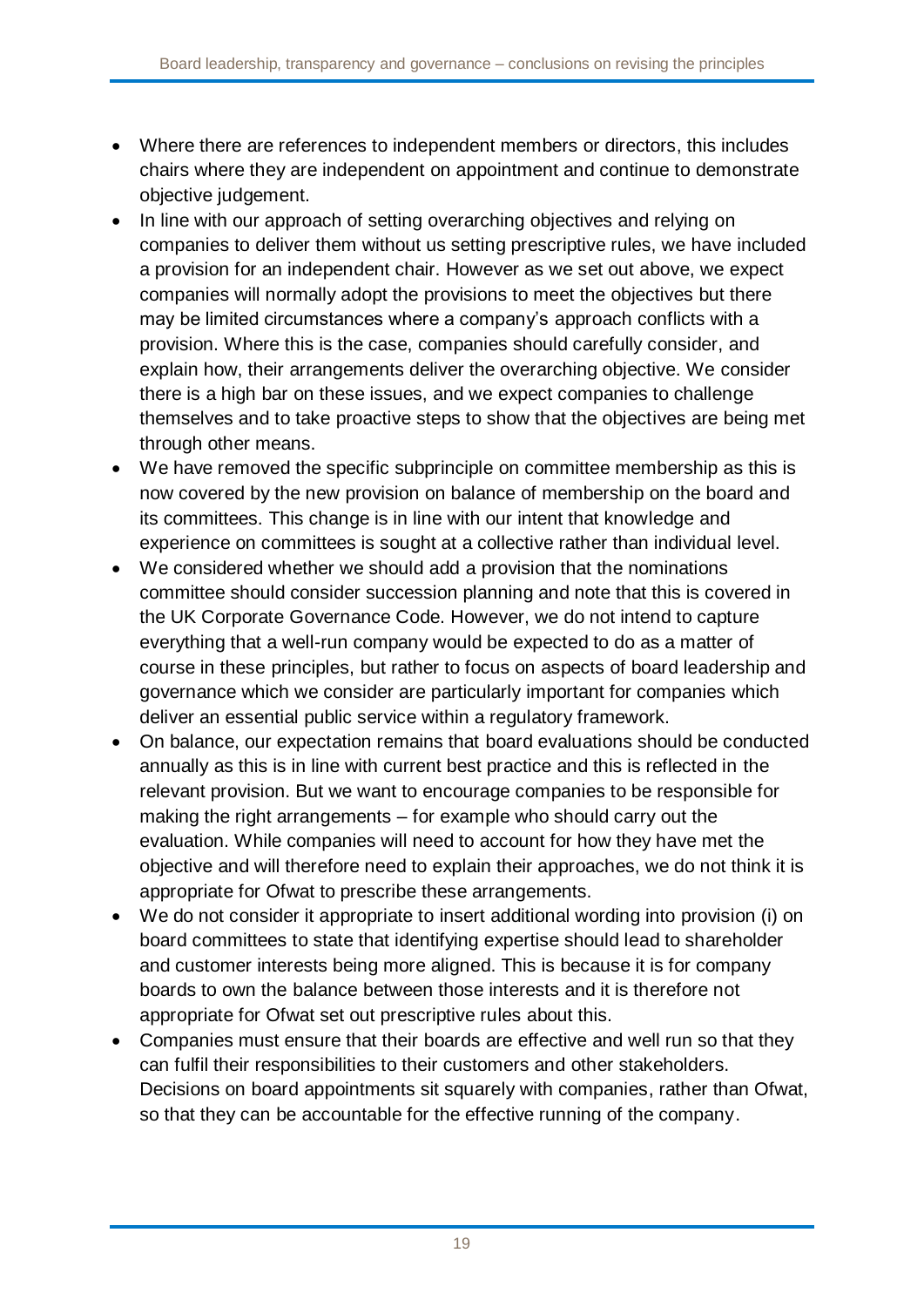- Where there are references to independent members or directors, this includes chairs where they are independent on appointment and continue to demonstrate objective judgement.
- In line with our approach of setting overarching objectives and relying on companies to deliver them without us setting prescriptive rules, we have included a provision for an independent chair. However as we set out above, we expect companies will normally adopt the provisions to meet the objectives but there may be limited circumstances where a company's approach conflicts with a provision. Where this is the case, companies should carefully consider, and explain how, their arrangements deliver the overarching objective. We consider there is a high bar on these issues, and we expect companies to challenge themselves and to take proactive steps to show that the objectives are being met through other means.
- We have removed the specific subprinciple on committee membership as this is now covered by the new provision on balance of membership on the board and its committees. This change is in line with our intent that knowledge and experience on committees is sought at a collective rather than individual level.
- We considered whether we should add a provision that the nominations committee should consider succession planning and note that this is covered in the UK Corporate Governance Code. However, we do not intend to capture everything that a well-run company would be expected to do as a matter of course in these principles, but rather to focus on aspects of board leadership and governance which we consider are particularly important for companies which deliver an essential public service within a regulatory framework.
- On balance, our expectation remains that board evaluations should be conducted annually as this is in line with current best practice and this is reflected in the relevant provision. But we want to encourage companies to be responsible for making the right arrangements – for example who should carry out the evaluation. While companies will need to account for how they have met the objective and will therefore need to explain their approaches, we do not think it is appropriate for Ofwat to prescribe these arrangements.
- We do not consider it appropriate to insert additional wording into provision (i) on board committees to state that identifying expertise should lead to shareholder and customer interests being more aligned. This is because it is for company boards to own the balance between those interests and it is therefore not appropriate for Ofwat set out prescriptive rules about this.
- Companies must ensure that their boards are effective and well run so that they can fulfil their responsibilities to their customers and other stakeholders. Decisions on board appointments sit squarely with companies, rather than Ofwat, so that they can be accountable for the effective running of the company.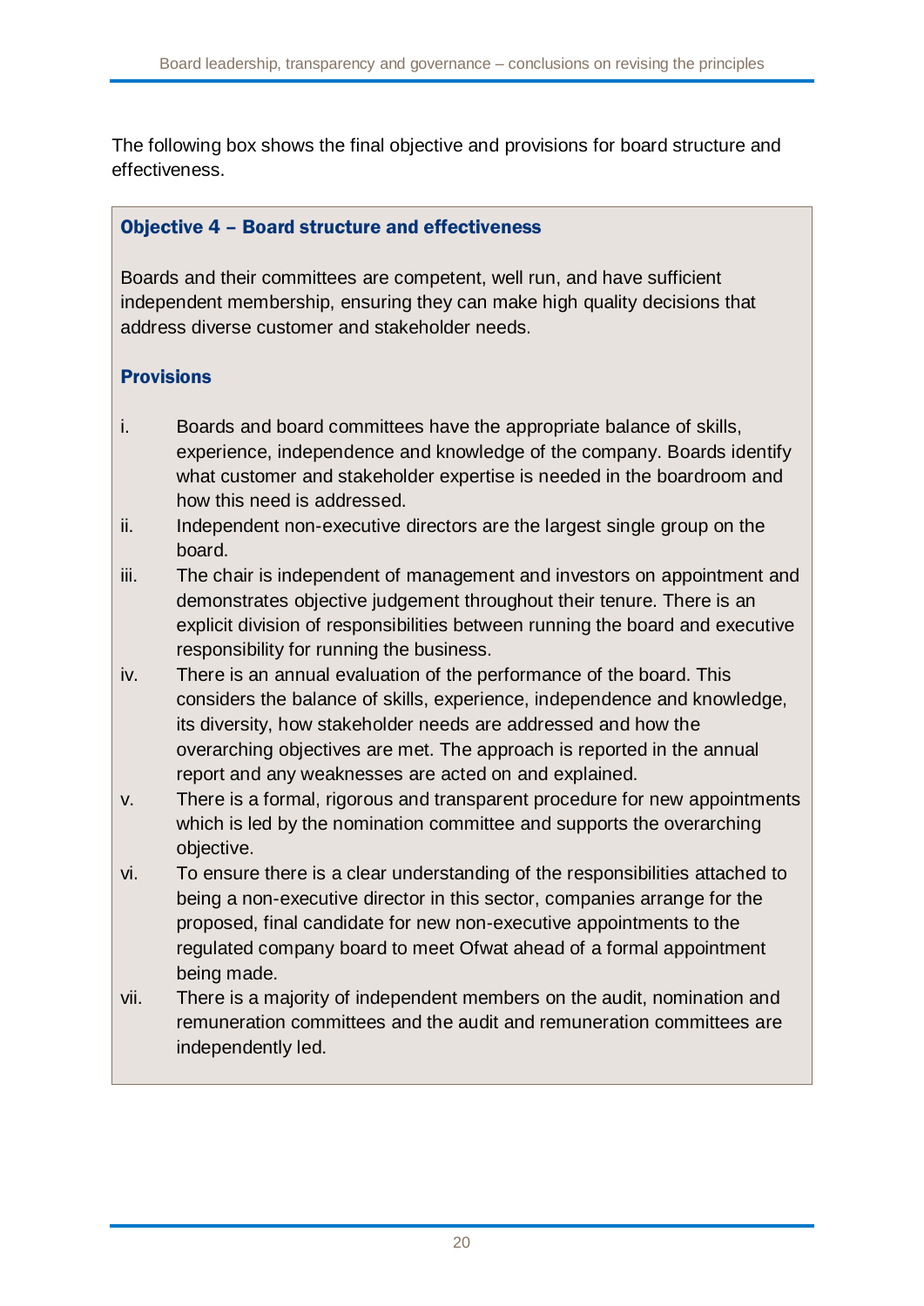The following box shows the final objective and provisions for board structure and effectiveness.

### Objective 4 – Board structure and effectiveness

Boards and their committees are competent, well run, and have sufficient independent membership, ensuring they can make high quality decisions that address diverse customer and stakeholder needs.

#### Provisions

i. Boards and board committees have the appropriate balance of skills, experience, independence and knowledge of the company. Boards identify what customer and stakeholder expertise is needed in the boardroom and how this need is addressed.

ii. Independent non-executive directors are the largest single group on the board.

iii. The chair is independent of management and investors on appointment and demonstrates objective judgement throughout their tenure. There is an explicit division of responsibilities between running the board and executive responsibility for running the business.

iv. There is an annual evaluation of the performance of the board. This considers the balance of skills, experience, independence and knowledge, its diversity, how stakeholder needs are addressed and how the overarching objectives are met. The approach is reported in the annual report and any weaknesses are acted on and explained.

v. There is a formal, rigorous and transparent procedure for new appointments which is led by the nomination committee and supports the overarching objective.

vi. To ensure there is a clear understanding of the responsibilities attached to being a non-executive director in this sector, companies arrange for the proposed, final candidate for new non-executive appointments to the regulated company board to meet Ofwat ahead of a formal appointment being made.

vii. There is a majority of independent members on the audit, nomination and remuneration committees and the audit and remuneration committees are independently led.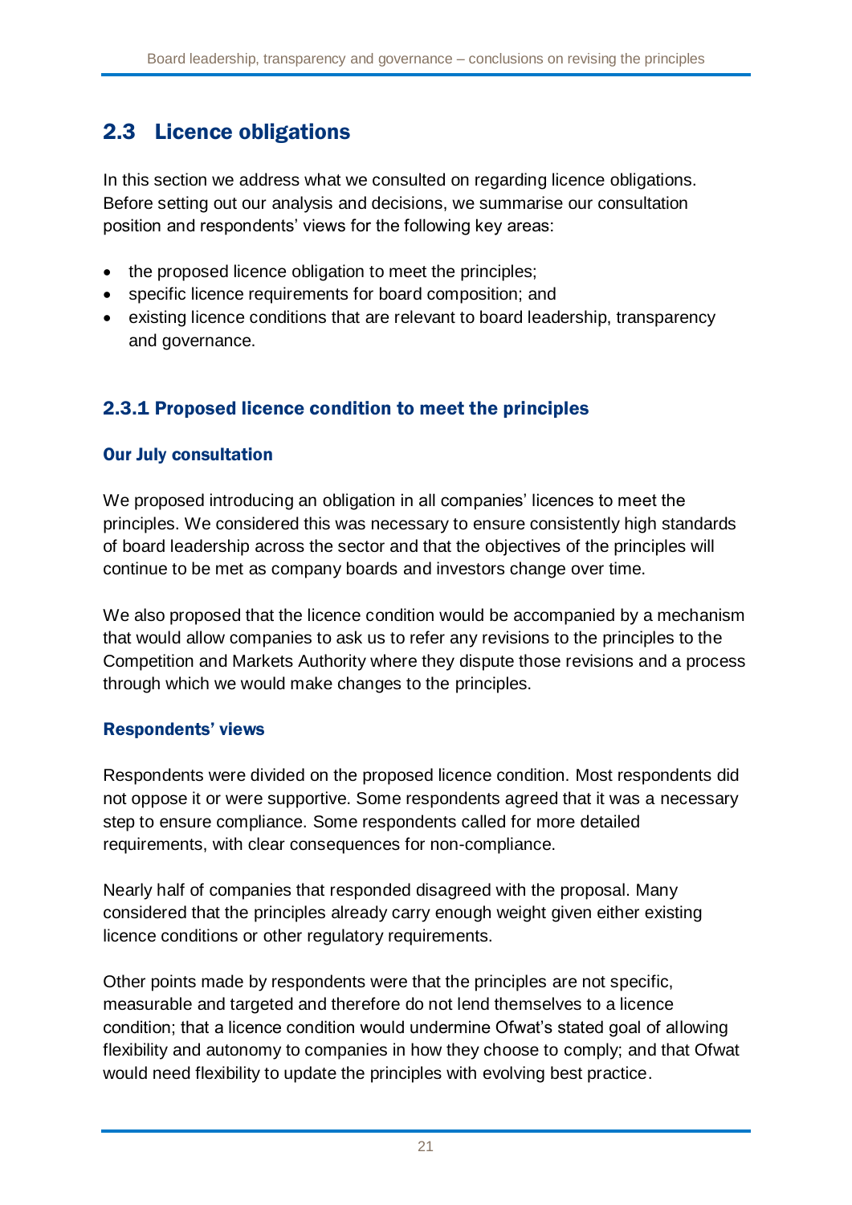## 2.3 Licence obligations

In this section we address what we consulted on regarding licence obligations. Before setting out our analysis and decisions, we summarise our consultation position and respondents' views for the following key areas:

- the proposed licence obligation to meet the principles;
- specific licence requirements for board composition; and
- existing licence conditions that are relevant to board leadership, transparency and governance.

### 2.3.1 Proposed licence condition to meet the principles

#### Our July consultation

We proposed introducing an obligation in all companies' licences to meet the principles. We considered this was necessary to ensure consistently high standards of board leadership across the sector and that the objectives of the principles will continue to be met as company boards and investors change over time.

We also proposed that the licence condition would be accompanied by a mechanism that would allow companies to ask us to refer any revisions to the principles to the Competition and Markets Authority where they dispute those revisions and a process through which we would make changes to the principles.

#### Respondents' views

Respondents were divided on the proposed licence condition. Most respondents did not oppose it or were supportive. Some respondents agreed that it was a necessary step to ensure compliance. Some respondents called for more detailed requirements, with clear consequences for non-compliance.

Nearly half of companies that responded disagreed with the proposal. Many considered that the principles already carry enough weight given either existing licence conditions or other regulatory requirements.

Other points made by respondents were that the principles are not specific, measurable and targeted and therefore do not lend themselves to a licence condition; that a licence condition would undermine Ofwat's stated goal of allowing flexibility and autonomy to companies in how they choose to comply; and that Ofwat would need flexibility to update the principles with evolving best practice.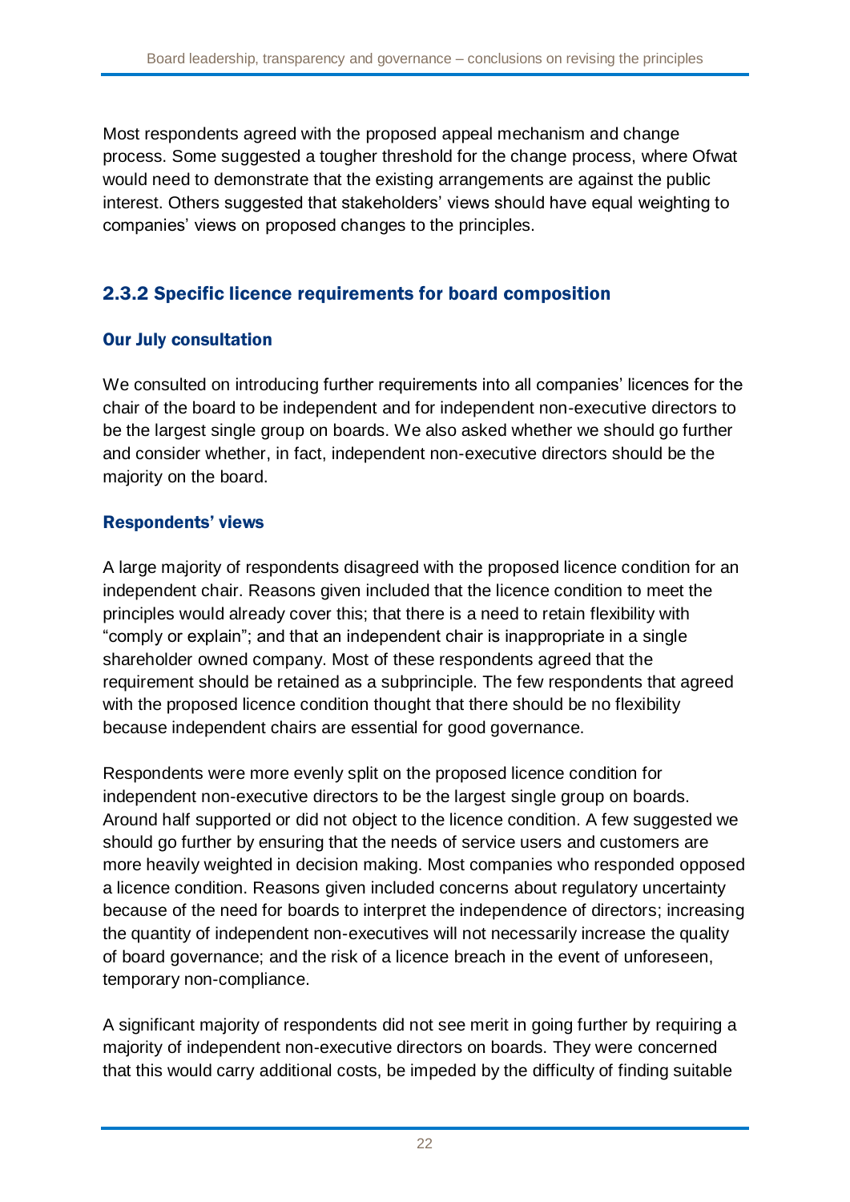Most respondents agreed with the proposed appeal mechanism and change process. Some suggested a tougher threshold for the change process, where Ofwat would need to demonstrate that the existing arrangements are against the public interest. Others suggested that stakeholders' views should have equal weighting to companies' views on proposed changes to the principles.

### 2.3.2 Specific licence requirements for board composition

#### Our July consultation

We consulted on introducing further requirements into all companies' licences for the chair of the board to be independent and for independent non-executive directors to be the largest single group on boards. We also asked whether we should go further and consider whether, in fact, independent non-executive directors should be the majority on the board.

#### Respondents' views

A large majority of respondents disagreed with the proposed licence condition for an independent chair. Reasons given included that the licence condition to meet the principles would already cover this; that there is a need to retain flexibility with "comply or explain"; and that an independent chair is inappropriate in a single shareholder owned company. Most of these respondents agreed that the requirement should be retained as a subprinciple. The few respondents that agreed with the proposed licence condition thought that there should be no flexibility because independent chairs are essential for good governance.

Respondents were more evenly split on the proposed licence condition for independent non-executive directors to be the largest single group on boards. Around half supported or did not object to the licence condition. A few suggested we should go further by ensuring that the needs of service users and customers are more heavily weighted in decision making. Most companies who responded opposed a licence condition. Reasons given included concerns about regulatory uncertainty because of the need for boards to interpret the independence of directors; increasing the quantity of independent non-executives will not necessarily increase the quality of board governance; and the risk of a licence breach in the event of unforeseen, temporary non-compliance.

A significant majority of respondents did not see merit in going further by requiring a majority of independent non-executive directors on boards. They were concerned that this would carry additional costs, be impeded by the difficulty of finding suitable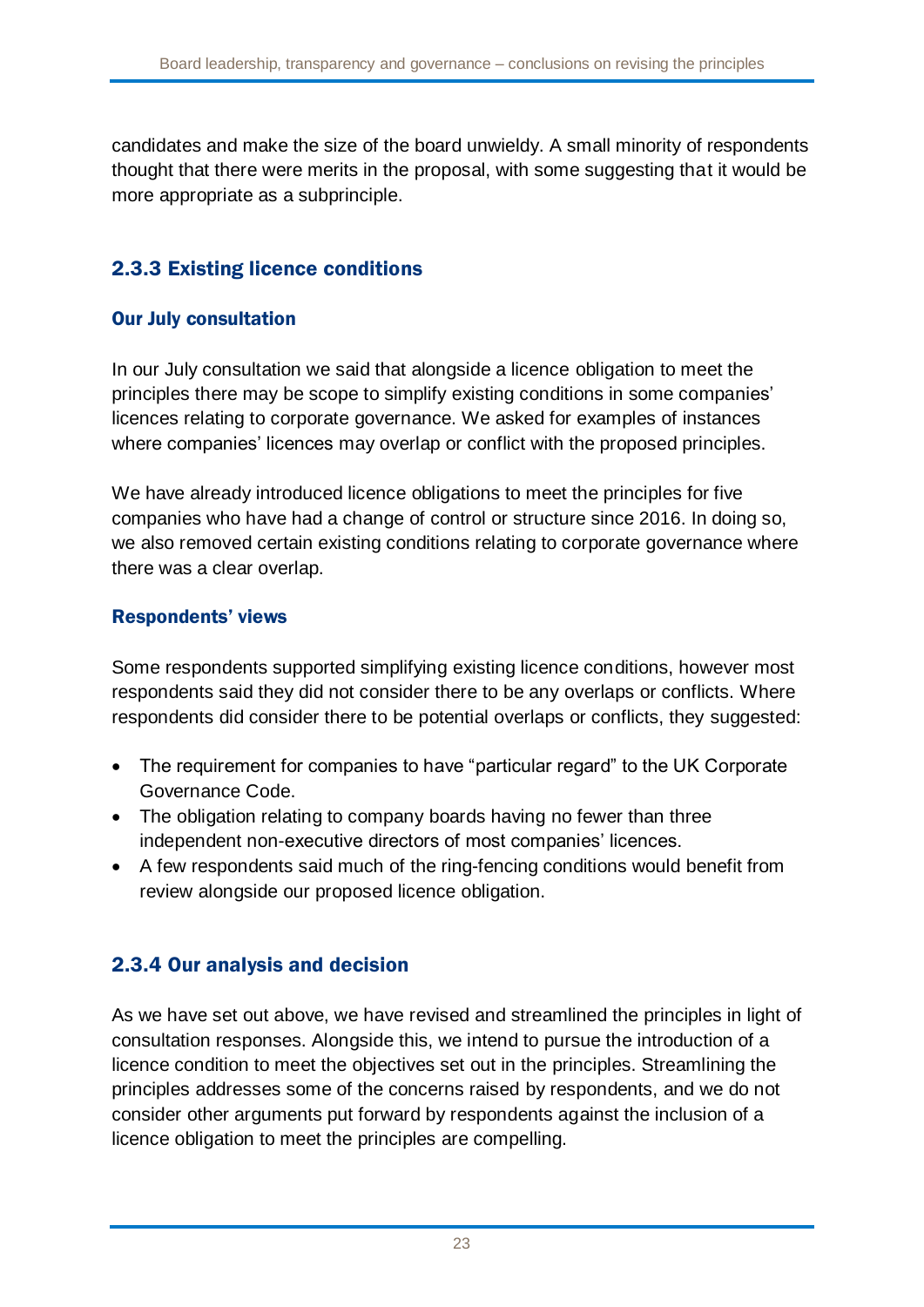candidates and make the size of the board unwieldy. A small minority of respondents thought that there were merits in the proposal, with some suggesting that it would be more appropriate as a subprinciple.

## 2.3.3 Existing licence conditions

### Our July consultation

In our July consultation we said that alongside a licence obligation to meet the principles there may be scope to simplify existing conditions in some companies' licences relating to corporate governance. We asked for examples of instances where companies' licences may overlap or conflict with the proposed principles.

We have already introduced licence obligations to meet the principles for five companies who have had a change of control or structure since 2016. In doing so, we also removed certain existing conditions relating to corporate governance where there was a clear overlap.

### Respondents' views

Some respondents supported simplifying existing licence conditions, however most respondents said they did not consider there to be any overlaps or conflicts. Where respondents did consider there to be potential overlaps or conflicts, they suggested:

- The requirement for companies to have "particular regard" to the UK Corporate Governance Code.
- The obligation relating to company boards having no fewer than three independent non-executive directors of most companies' licences.
- A few respondents said much of the ring-fencing conditions would benefit from review alongside our proposed licence obligation.

## 2.3.4 Our analysis and decision

As we have set out above, we have revised and streamlined the principles in light of consultation responses. Alongside this, we intend to pursue the introduction of a licence condition to meet the objectives set out in the principles. Streamlining the principles addresses some of the concerns raised by respondents, and we do not consider other arguments put forward by respondents against the inclusion of a licence obligation to meet the principles are compelling.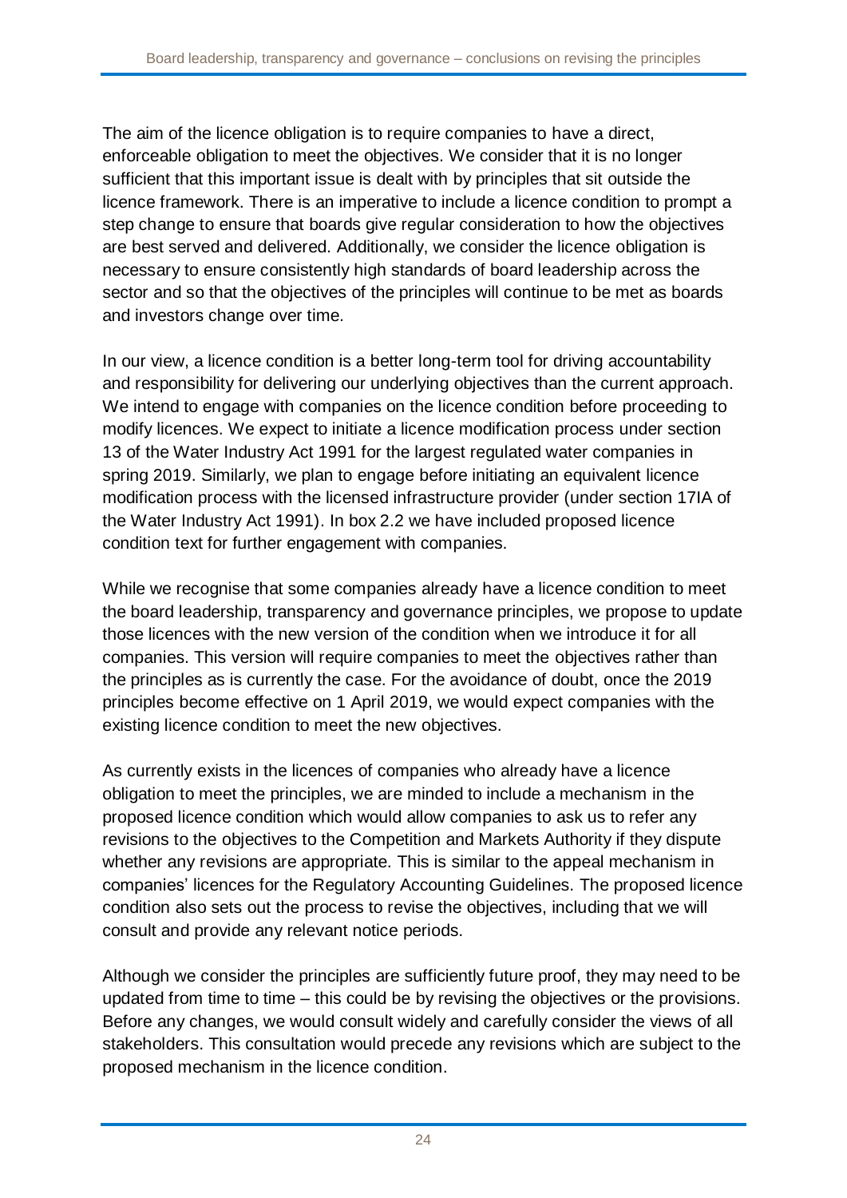The aim of the licence obligation is to require companies to have a direct, enforceable obligation to meet the objectives. We consider that it is no longer sufficient that this important issue is dealt with by principles that sit outside the licence framework. There is an imperative to include a licence condition to prompt a step change to ensure that boards give regular consideration to how the objectives are best served and delivered. Additionally, we consider the licence obligation is necessary to ensure consistently high standards of board leadership across the sector and so that the objectives of the principles will continue to be met as boards and investors change over time.

In our view, a licence condition is a better long-term tool for driving accountability and responsibility for delivering our underlying objectives than the current approach. We intend to engage with companies on the licence condition before proceeding to modify licences. We expect to initiate a licence modification process under section 13 of the Water Industry Act 1991 for the largest regulated water companies in spring 2019. Similarly, we plan to engage before initiating an equivalent licence modification process with the licensed infrastructure provider (under section 17IA of the Water Industry Act 1991). In box 2.2 we have included proposed licence condition text for further engagement with companies.

While we recognise that some companies already have a licence condition to meet the board leadership, transparency and governance principles, we propose to update those licences with the new version of the condition when we introduce it for all companies. This version will require companies to meet the objectives rather than the principles as is currently the case. For the avoidance of doubt, once the 2019 principles become effective on 1 April 2019, we would expect companies with the existing licence condition to meet the new objectives.

As currently exists in the licences of companies who already have a licence obligation to meet the principles, we are minded to include a mechanism in the proposed licence condition which would allow companies to ask us to refer any revisions to the objectives to the Competition and Markets Authority if they dispute whether any revisions are appropriate. This is similar to the appeal mechanism in companies' licences for the Regulatory Accounting Guidelines. The proposed licence condition also sets out the process to revise the objectives, including that we will consult and provide any relevant notice periods.

Although we consider the principles are sufficiently future proof, they may need to be updated from time to time – this could be by revising the objectives or the provisions. Before any changes, we would consult widely and carefully consider the views of all stakeholders. This consultation would precede any revisions which are subject to the proposed mechanism in the licence condition.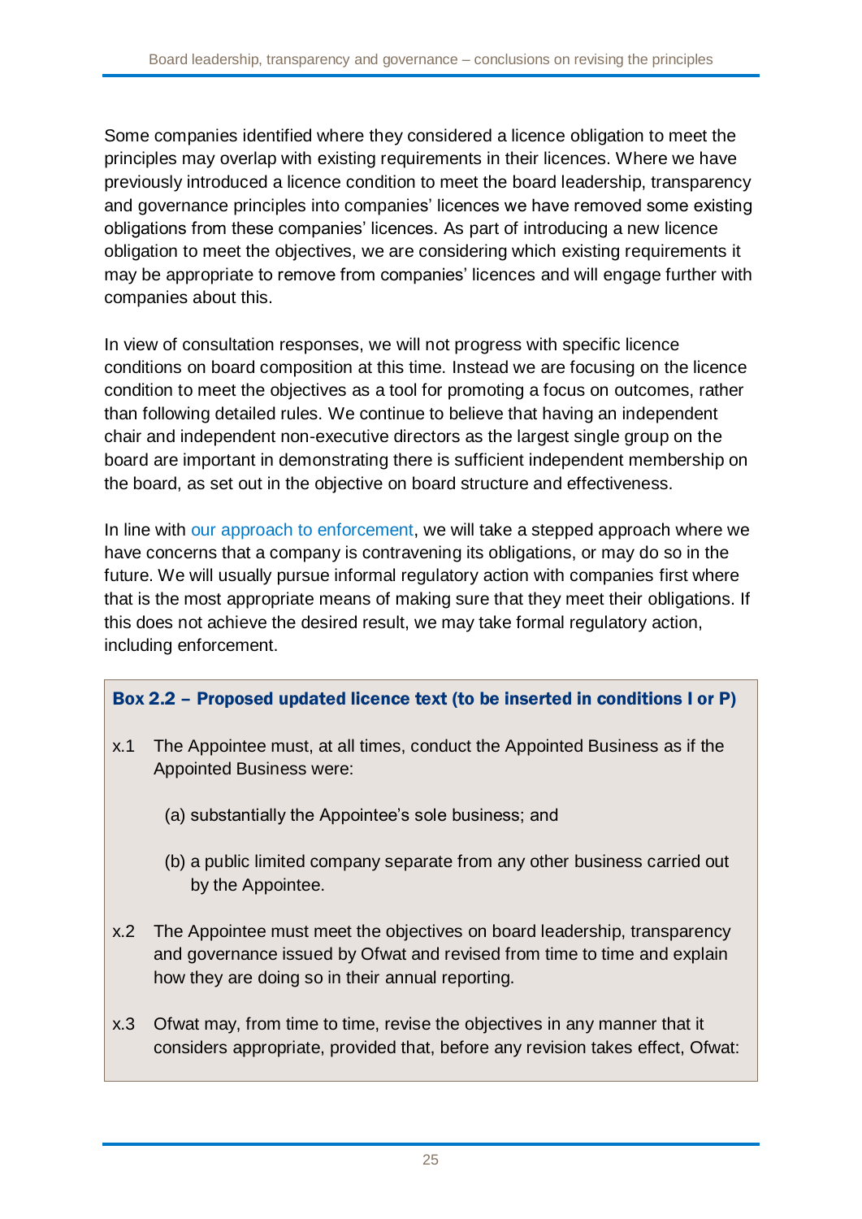Some companies identified where they considered a licence obligation to meet the principles may overlap with existing requirements in their licences. Where we have previously introduced a licence condition to meet the board leadership, transparency and governance principles into companies' licences we have removed some existing obligations from these companies' licences. As part of introducing a new licence obligation to meet the objectives, we are considering which existing requirements it may be appropriate to remove from companies' licences and will engage further with companies about this.

In view of consultation responses, we will not progress with specific licence conditions on board composition at this time. Instead we are focusing on the licence condition to meet the objectives as a tool for promoting a focus on outcomes, rather than following detailed rules. We continue to believe that having an independent chair and independent non-executive directors as the largest single group on the board are important in demonstrating there is sufficient independent membership on the board, as set out in the objective on board structure and effectiveness.

In line with our approach to enforcement, we will take a stepped approach where we have concerns that a company is contravening its obligations, or may do so in the future. We will usually pursue informal regulatory action with companies first where that is the most appropriate means of making sure that they meet their obligations. If this does not achieve the desired result, we may take formal regulatory action, including enforcement.

**Box 2.2 – Proposed updated licence text (to be inserted in conditions I or P)**

x.1 The Appointee must, at all times, conduct the Appointed Business as if the Appointed Business were:

(a) substantially the Appointee's sole business; and

(b) a public limited company separate from any other business carried out by the Appointee.

x.2 The Appointee must meet the objectives on board leadership, transparency and governance issued by Ofwat and revised from time to time and explain how they are doing so in their annual reporting.

x.3 Ofwat may, from time to time, revise the objectives in any manner that it considers appropriate, provided that, before any revision takes effect, Ofwat: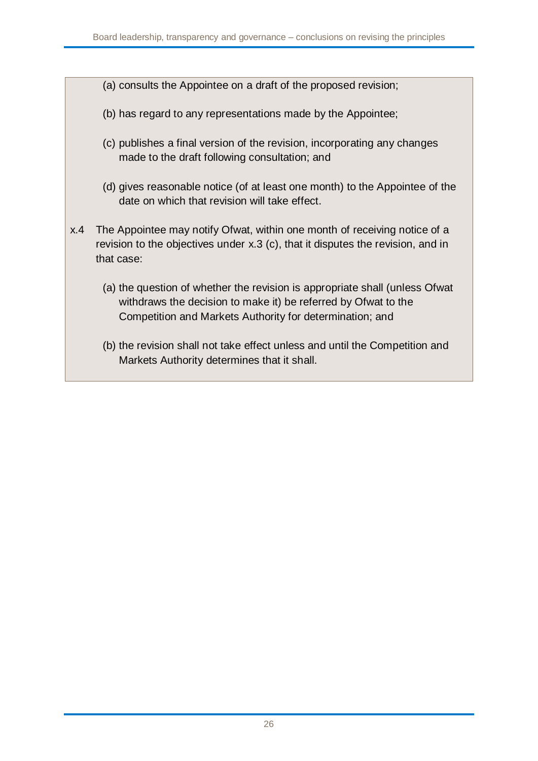(a) consults the Appointee on a draft of the proposed revision;

(b) has regard to any representations made by the Appointee;

(c) publishes a final version of the revision, incorporating any changes made to the draft following consultation; and

(d) gives reasonable notice (of at least one month) to the Appointee of the date on which that revision will take effect.

x.4 The Appointee may notify Ofwat, within one month of receiving notice of a revision to the objectives under x.3 (c), that it disputes the revision, and in that case:

(a) the question of whether the revision is appropriate shall (unless Ofwat withdraws the decision to make it) be referred by Ofwat to the Competition and Markets Authority for determination; and

(b) the revision shall not take effect unless and until the Competition and Markets Authority determines that it shall.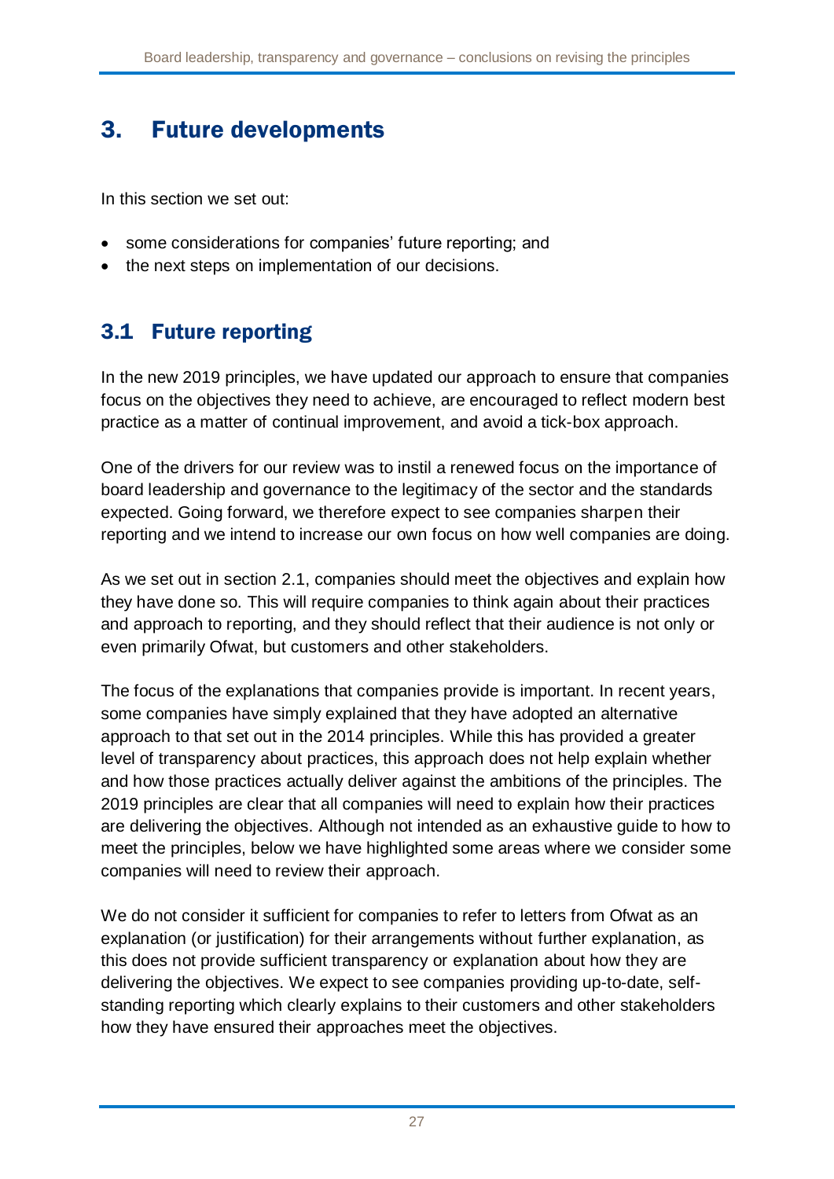# 3. Future developments

In this section we set out:

- some considerations for companies' future reporting; and
- the next steps on implementation of our decisions.

## 3.1 Future reporting

In the new 2019 principles, we have updated our approach to ensure that companies focus on the objectives they need to achieve, are encouraged to reflect modern best practice as a matter of continual improvement, and avoid a tick-box approach.

One of the drivers for our review was to instil a renewed focus on the importance of board leadership and governance to the legitimacy of the sector and the standards expected. Going forward, we therefore expect to see companies sharpen their reporting and we intend to increase our own focus on how well companies are doing.

As we set out in section 2.1, companies should meet the objectives and explain how they have done so. This will require companies to think again about their practices and approach to reporting, and they should reflect that their audience is not only or even primarily Ofwat, but customers and other stakeholders.

The focus of the explanations that companies provide is important. In recent years, some companies have simply explained that they have adopted an alternative approach to that set out in the 2014 principles. While this has provided a greater level of transparency about practices, this approach does not help explain whether and how those practices actually deliver against the ambitions of the principles. The 2019 principles are clear that all companies will need to explain how their practices are delivering the objectives. Although not intended as an exhaustive guide to how to meet the principles, below we have highlighted some areas where we consider some companies will need to review their approach.

We do not consider it sufficient for companies to refer to letters from Ofwat as an explanation (or justification) for their arrangements without further explanation, as this does not provide sufficient transparency or explanation about how they are delivering the objectives. We expect to see companies providing up-to-date, self-standing reporting which clearly explains to their customers and other stakeholders how they have ensured their approaches meet the objectives.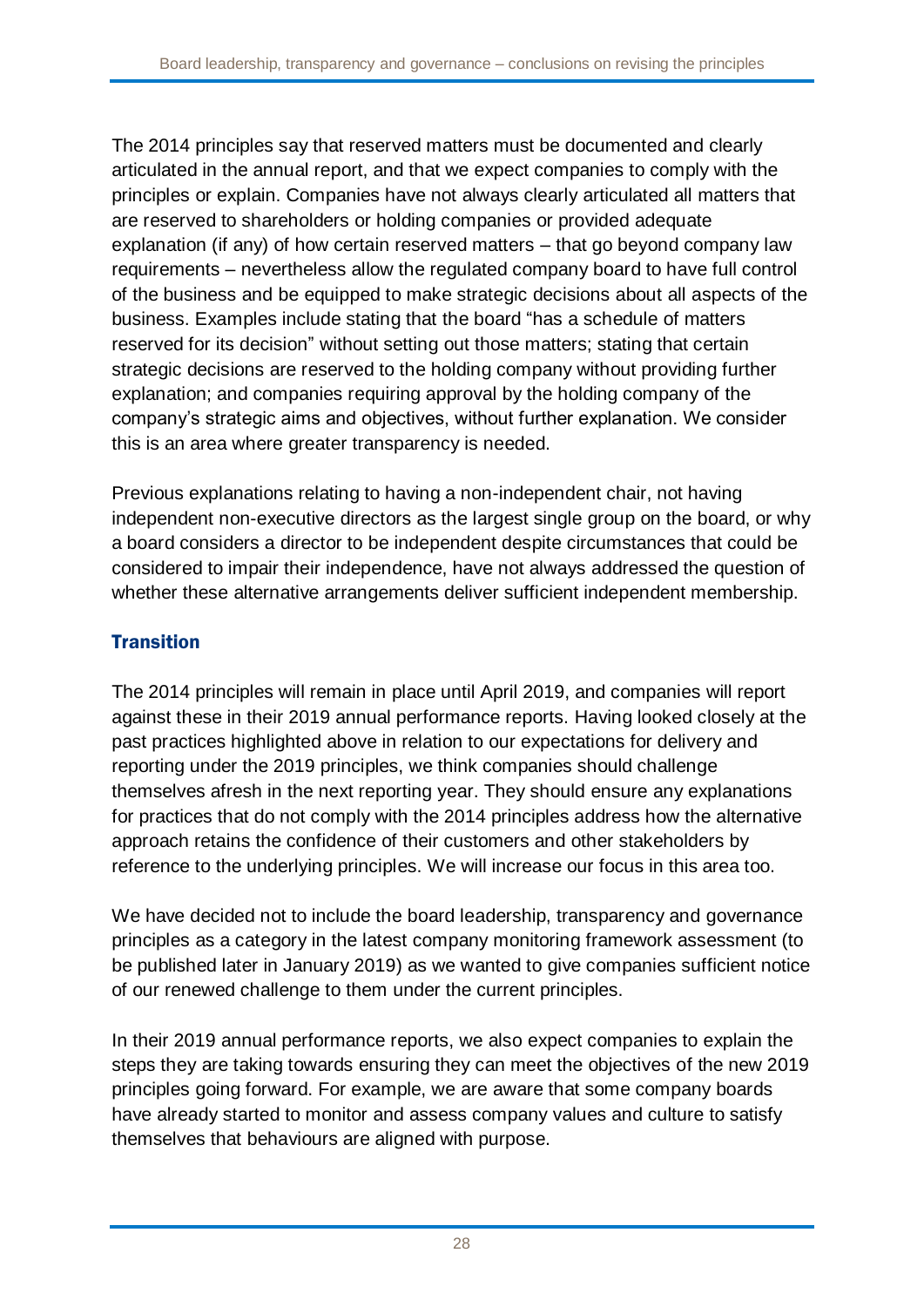The 2014 principles say that reserved matters must be documented and clearly articulated in the annual report, and that we expect companies to comply with the principles or explain. Companies have not always clearly articulated all matters that are reserved to shareholders or holding companies or provided adequate explanation (if any) of how certain reserved matters – that go beyond company law requirements – nevertheless allow the regulated company board to have full control of the business and be equipped to make strategic decisions about all aspects of the business. Examples include stating that the board "has a schedule of matters reserved for its decision" without setting out those matters; stating that certain strategic decisions are reserved to the holding company without providing further explanation; and companies requiring approval by the holding company of the company's strategic aims and objectives, without further explanation. We consider this is an area where greater transparency is needed.

Previous explanations relating to having a non-independent chair, not having independent non-executive directors as the largest single group on the board, or why a board considers a director to be independent despite circumstances that could be considered to impair their independence, have not always addressed the question of whether these alternative arrangements deliver sufficient independent membership.

## Transition

The 2014 principles will remain in place until April 2019, and companies will report against these in their 2019 annual performance reports. Having looked closely at the past practices highlighted above in relation to our expectations for delivery and reporting under the 2019 principles, we think companies should challenge themselves afresh in the next reporting year. They should ensure any explanations for practices that do not comply with the 2014 principles address how the alternative approach retains the confidence of their customers and other stakeholders by reference to the underlying principles. We will increase our focus in this area too.

We have decided not to include the board leadership, transparency and governance principles as a category in the latest company monitoring framework assessment (to be published later in January 2019) as we wanted to give companies sufficient notice of our renewed challenge to them under the current principles.

In their 2019 annual performance reports, we also expect companies to explain the steps they are taking towards ensuring they can meet the objectives of the new 2019 principles going forward. For example, we are aware that some company boards have already started to monitor and assess company values and culture to satisfy themselves that behaviours are aligned with purpose.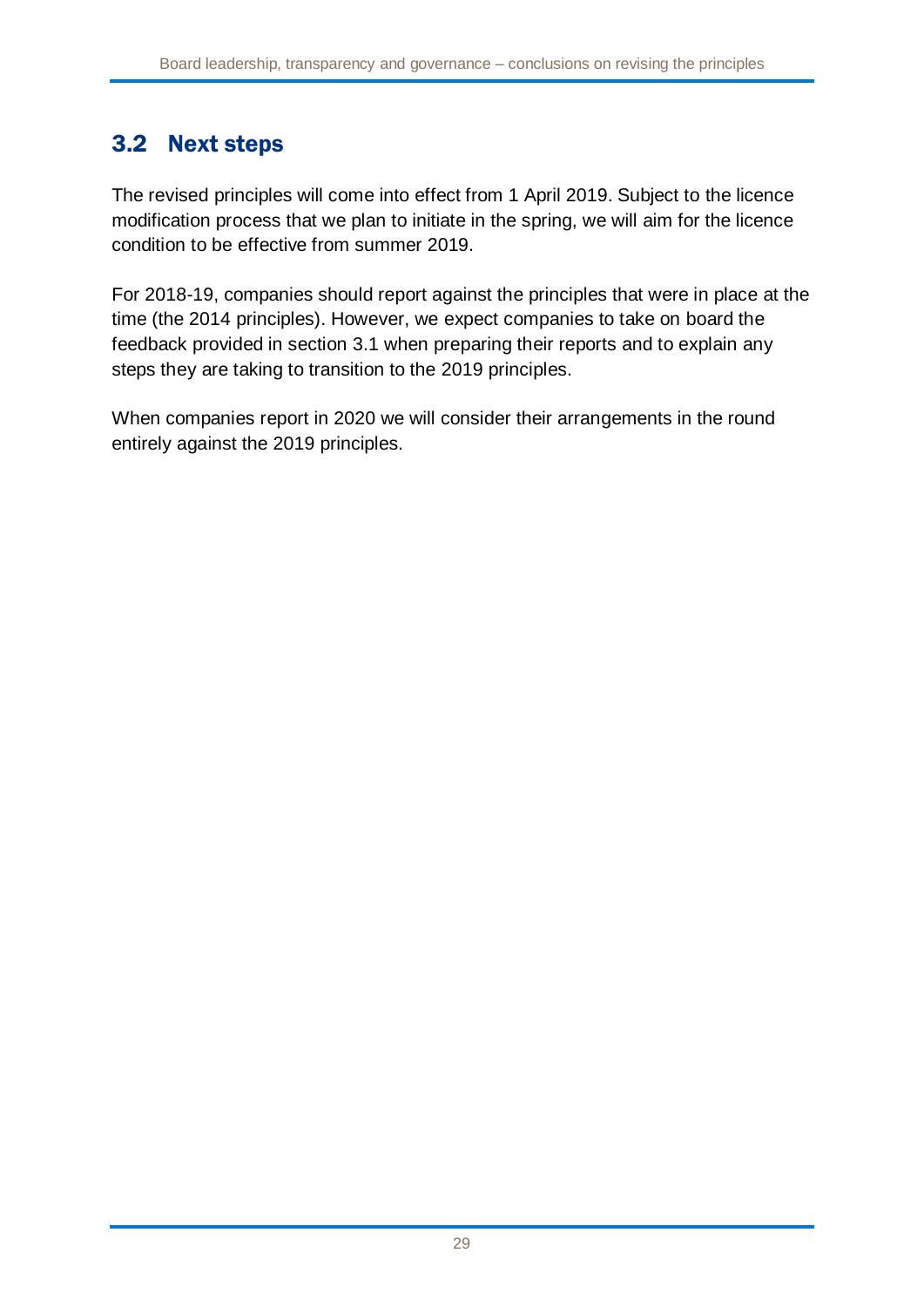## 3.2 Next steps

The revised principles will come into effect from 1 April 2019. Subject to the licence modification process that we plan to initiate in the spring, we will aim for the licence condition to be effective from summer 2019.

For 2018-19, companies should report against the principles that were in place at the time (the 2014 principles). However, we expect companies to take on board the feedback provided in section 3.1 when preparing their reports and to explain any steps they are taking to transition to the 2019 principles.

When companies report in 2020 we will consider their arrangements in the round entirely against the 2019 principles.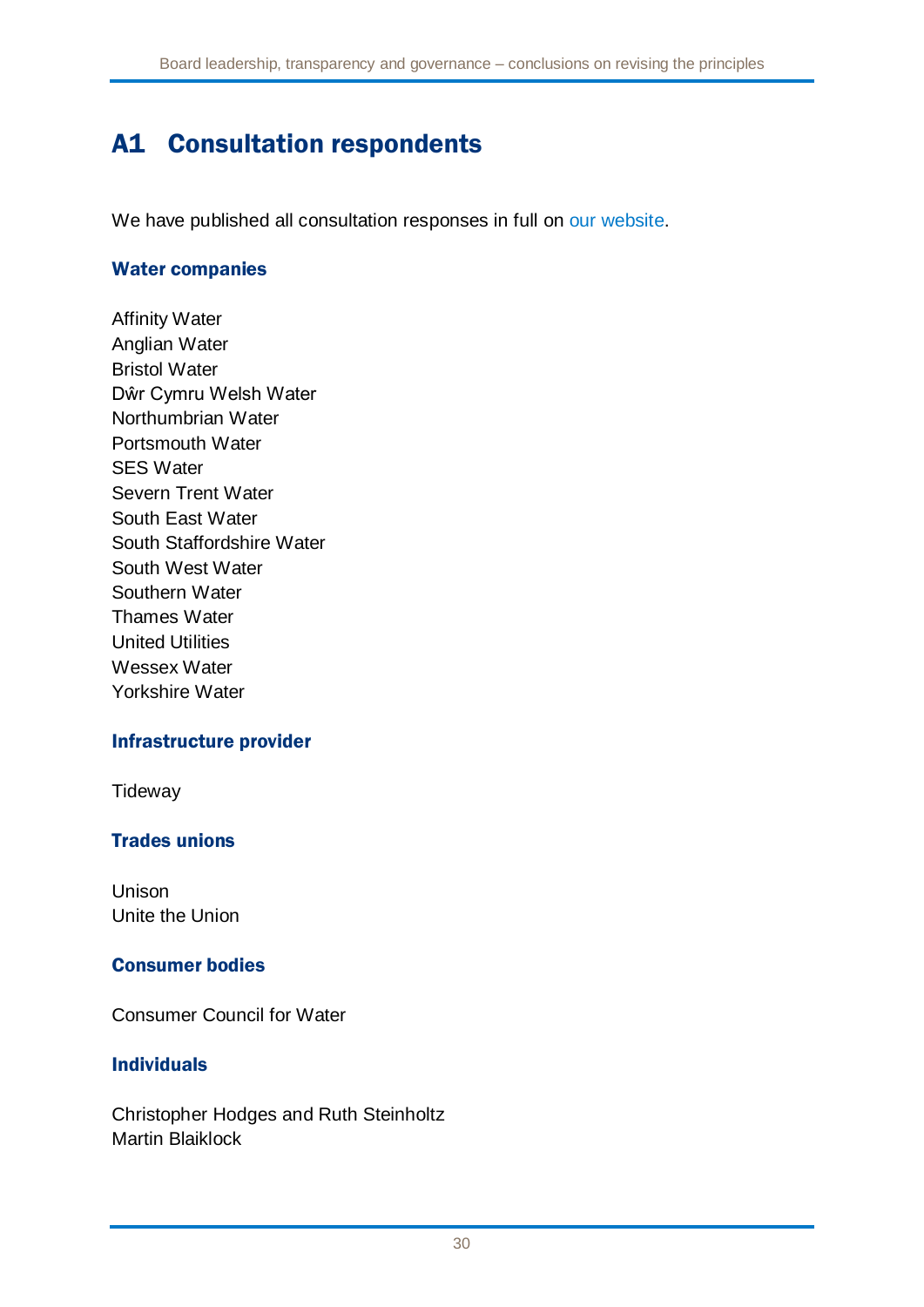# A1 Consultation respondents

We have published all consultation responses in full on our website.

### Water companies

Affinity Water
Anglian Water
Bristol Water
Dŵr Cymru Welsh Water
Northumbrian Water
Portsmouth Water
SES Water
Severn Trent Water
South East Water
South Staffordshire Water
South West Water
Southern Water
Thames Water
United Utilities
Wessex Water
Yorkshire Water

### Infrastructure provider

Tideway

### Trades unions

Unison
Unite the Union

### Consumer bodies

Consumer Council for Water

### Individuals

Christopher Hodges and Ruth Steinholtz
Martin Blaiklock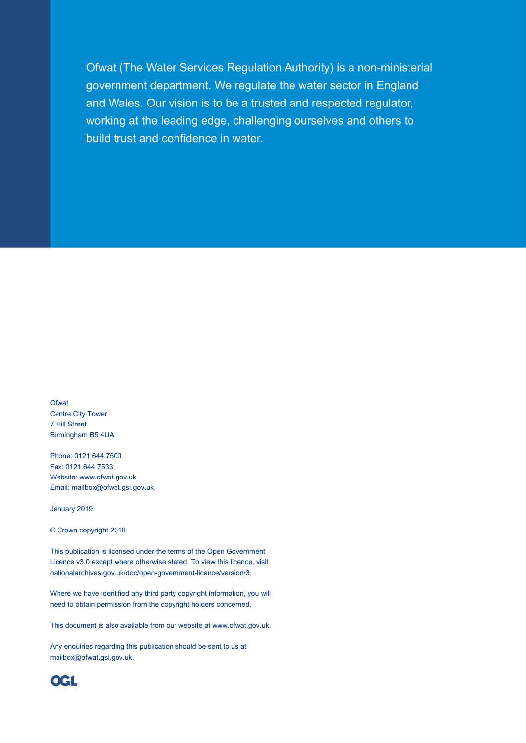Ofwat (The Water Services Regulation Authority) is a non-ministerial government department. We regulate the water sector in England and Wales. Our vision is to be a trusted and respected regulator, working at the leading edge, challenging ourselves and others to build trust and confidence in water.

Ofwat
Centre City Tower
7 Hill Street
Birmingham B5 4UA

Phone: 0121 644 7500
Fax: 0121 644 7533
Website: www.ofwat.gov.uk
Email: mailbox@ofwat.gsi.gov.uk

January 2019

© Crown copyright 2018

This publication is licensed under the terms of the Open Government Licence v3.0 except where otherwise stated. To view this licence, visit nationalarchives.gov.uk/doc/open-government-licence/version/3.

Where we have identified any third party copyright information, you will need to obtain permission from the copyright holders concerned.

This document is also available from our website at www.ofwat.gov.uk.

Any enquiries regarding this publication should be sent to us at mailbox@ofwat.gsi.gov.uk.

OGL